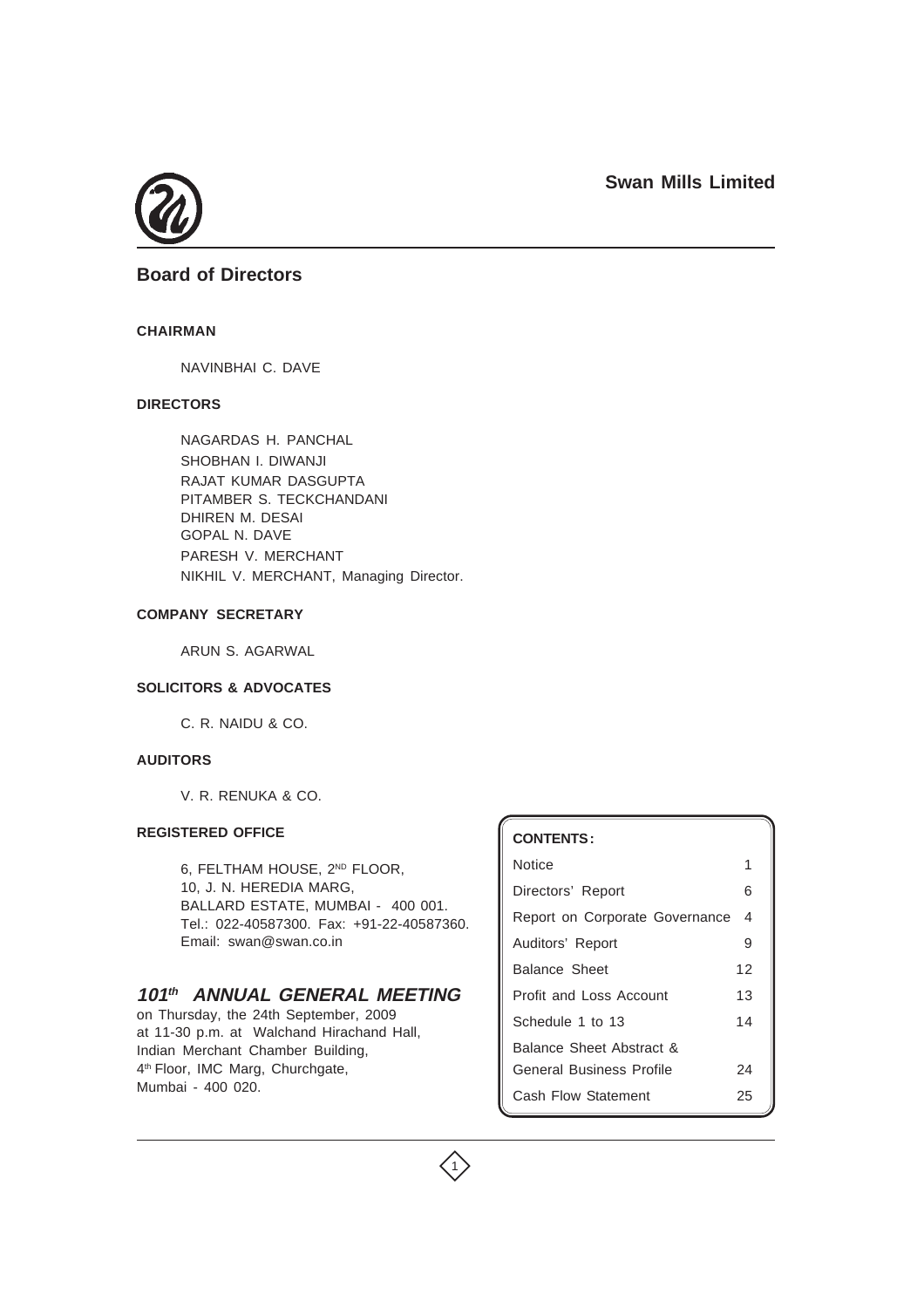# Swan Mills Limited

## Board of Directors

**CHAIRMAN**

NAVINBHAI C. DAVE

**DIRECTORS**

NAGARDAS H. PANCHAL
SHOBHAN I. DIWANJI
RAJAT KUMAR DASGUPTA
PITAMBER S. TECKCHANDANI
DHIREN M. DESAI
GOPAL N. DAVE
PARESH V. MERCHANT
NIKHIL V. MERCHANT, Managing Director.

**COMPANY SECRETARY**

ARUN S. AGARWAL

**SOLICITORS & ADVOCATES**

C. R. NAIDU & CO.

**AUDITORS**

V. R. RENUKA & CO.

**REGISTERED OFFICE**

6, FELTHAM HOUSE, 2ND FLOOR,
10, J. N. HEREDIA MARG,
BALLARD ESTATE, MUMBAI - 400 001.
Tel.: 022-40587300. Fax: +91-22-40587360.
Email: swan@swan.co.in

## *101th ANNUAL GENERAL MEETING*

on Thursday, the 24th September, 2009
at 11-30 p.m. at Walchand Hirachand Hall,
Indian Merchant Chamber Building,
4th Floor, IMC Marg, Churchgate,
Mumbai - 400 020.

| CONTENTS: | |
|---|---|
| Notice | 1 |
| Directors' Report | 6 |
| Report on Corporate Governance | 4 |
| Auditors' Report | 9 |
| Balance Sheet | 12 |
| Profit and Loss Account | 13 |
| Schedule 1 to 13 | 14 |
| Balance Sheet Abstract & General Business Profile | 24 |
| Cash Flow Statement | 25 |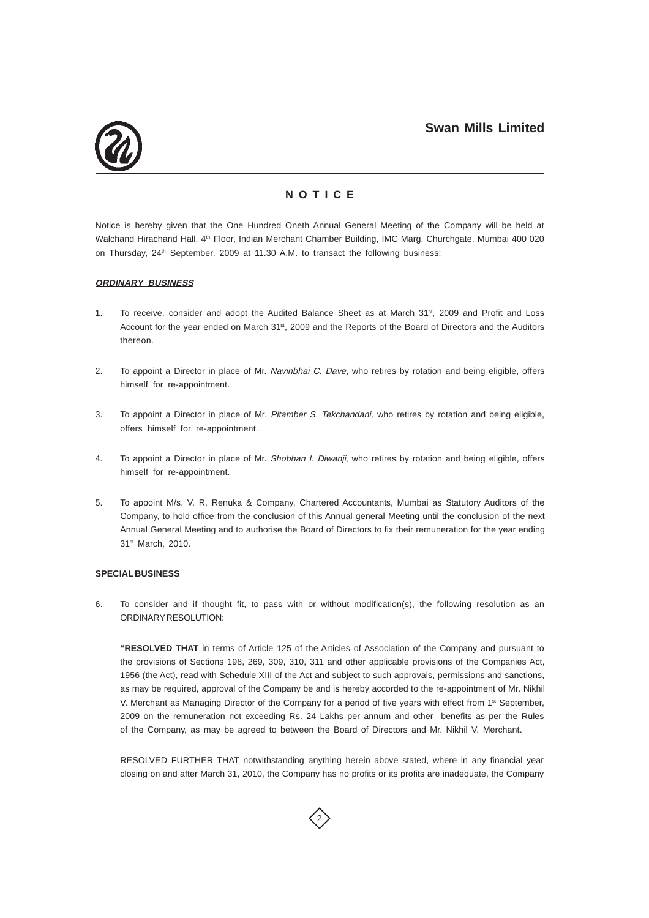# N O T I C E

Notice is hereby given that the One Hundred Oneth Annual General Meeting of the Company will be held at Walchand Hirachand Hall, 4th Floor, Indian Merchant Chamber Building, IMC Marg, Churchgate, Mumbai 400 020 on Thursday, 24th September, 2009 at 11.30 A.M. to transact the following business:

***ORDINARY BUSINESS***

1. To receive, consider and adopt the Audited Balance Sheet as at March 31st, 2009 and Profit and Loss Account for the year ended on March 31st, 2009 and the Reports of the Board of Directors and the Auditors thereon.

2. To appoint a Director in place of Mr. *Navinbhai C. Dave,* who retires by rotation and being eligible, offers himself for re-appointment.

3. To appoint a Director in place of Mr. *Pitamber S. Tekchandani,* who retires by rotation and being eligible, offers himself for re-appointment.

4. To appoint a Director in place of Mr. *Shobhan I. Diwanji*, who retires by rotation and being eligible, offers himself for re-appointment.

5. To appoint M/s. V. R. Renuka & Company, Chartered Accountants, Mumbai as Statutory Auditors of the Company, to hold office from the conclusion of this Annual general Meeting until the conclusion of the next Annual General Meeting and to authorise the Board of Directors to fix their remuneration for the year ending 31st March, 2010.

**SPECIAL BUSINESS**

6. To consider and if thought fit, to pass with or without modification(s), the following resolution as an ORDINARY RESOLUTION:

   **"RESOLVED THAT** in terms of Article 125 of the Articles of Association of the Company and pursuant to the provisions of Sections 198, 269, 309, 310, 311 and other applicable provisions of the Companies Act, 1956 (the Act), read with Schedule XIII of the Act and subject to such approvals, permissions and sanctions, as may be required, approval of the Company be and is hereby accorded to the re-appointment of Mr. Nikhil V. Merchant as Managing Director of the Company for a period of five years with effect from 1st September, 2009 on the remuneration not exceeding Rs. 24 Lakhs per annum and other benefits as per the Rules of the Company, as may be agreed to between the Board of Directors and Mr. Nikhil V. Merchant.

   RESOLVED FURTHER THAT notwithstanding anything herein above stated, where in any financial year closing on and after March 31, 2010, the Company has no profits or its profits are inadequate, the Company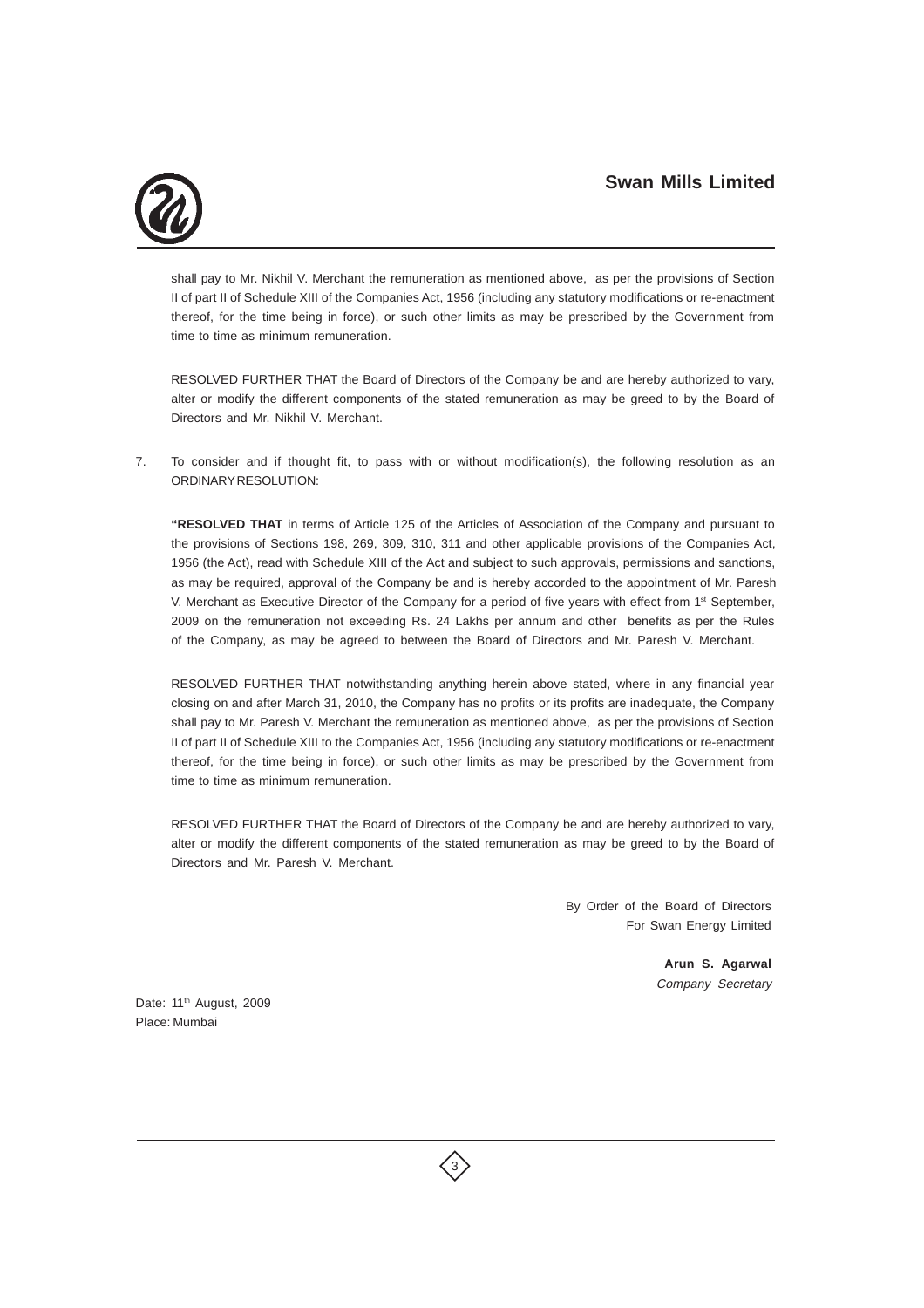shall pay to Mr. Nikhil V. Merchant the remuneration as mentioned above, as per the provisions of Section II of part II of Schedule XIII of the Companies Act, 1956 (including any statutory modifications or re-enactment thereof, for the time being in force), or such other limits as may be prescribed by the Government from time to time as minimum remuneration.

RESOLVED FURTHER THAT the Board of Directors of the Company be and are hereby authorized to vary, alter or modify the different components of the stated remuneration as may be greed to by the Board of Directors and Mr. Nikhil V. Merchant.

7. To consider and if thought fit, to pass with or without modification(s), the following resolution as an ORDINARY RESOLUTION:

**"RESOLVED THAT** in terms of Article 125 of the Articles of Association of the Company and pursuant to the provisions of Sections 198, 269, 309, 310, 311 and other applicable provisions of the Companies Act, 1956 (the Act), read with Schedule XIII of the Act and subject to such approvals, permissions and sanctions, as may be required, approval of the Company be and is hereby accorded to the appointment of Mr. Paresh V. Merchant as Executive Director of the Company for a period of five years with effect from 1st September, 2009 on the remuneration not exceeding Rs. 24 Lakhs per annum and other benefits as per the Rules of the Company, as may be agreed to between the Board of Directors and Mr. Paresh V. Merchant.

RESOLVED FURTHER THAT notwithstanding anything herein above stated, where in any financial year closing on and after March 31, 2010, the Company has no profits or its profits are inadequate, the Company shall pay to Mr. Paresh V. Merchant the remuneration as mentioned above, as per the provisions of Section II of part II of Schedule XIII to the Companies Act, 1956 (including any statutory modifications or re-enactment thereof, for the time being in force), or such other limits as may be prescribed by the Government from time to time as minimum remuneration.

RESOLVED FURTHER THAT the Board of Directors of the Company be and are hereby authorized to vary, alter or modify the different components of the stated remuneration as may be greed to by the Board of Directors and Mr. Paresh V. Merchant.

By Order of the Board of Directors
For Swan Energy Limited

**Arun S. Agarwal**
*Company Secretary*

Date: 11th August, 2009
Place: Mumbai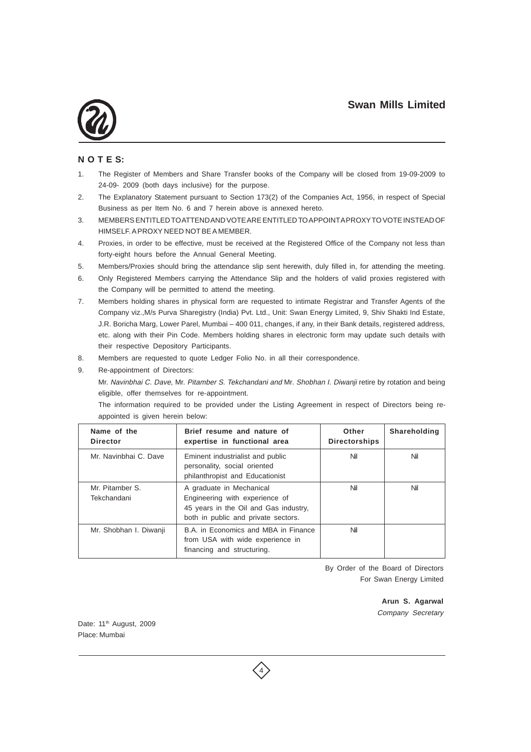## NOTES:

1. The Register of Members and Share Transfer books of the Company will be closed from 19-09-2009 to 24-09- 2009 (both days inclusive) for the purpose.
2. The Explanatory Statement pursuant to Section 173(2) of the Companies Act, 1956, in respect of Special Business as per Item No. 6 and 7 herein above is annexed hereto.
3. MEMBERS ENTITLED TO ATTEND AND VOTE ARE ENTITLED TO APPOINT A PROXY TO VOTE INSTEAD OF HIMSELF. A PROXY NEED NOT BE A MEMBER.
4. Proxies, in order to be effective, must be received at the Registered Office of the Company not less than forty-eight hours before the Annual General Meeting.
5. Members/Proxies should bring the attendance slip sent herewith, duly filled in, for attending the meeting.
6. Only Registered Members carrying the Attendance Slip and the holders of valid proxies registered with the Company will be permitted to attend the meeting.
7. Members holding shares in physical form are requested to intimate Registrar and Transfer Agents of the Company viz.,M/s Purva Sharegistry (India) Pvt. Ltd., Unit: Swan Energy Limited, 9, Shiv Shakti Ind Estate, J.R. Boricha Marg, Lower Parel, Mumbai – 400 011, changes, if any, in their Bank details, registered address, etc. along with their Pin Code. Members holding shares in electronic form may update such details with their respective Depository Participants.
8. Members are requested to quote Ledger Folio No. in all their correspondence.
9. Re-appointment of Directors:

   Mr. *Navinbhai C. Dave,* Mr. *Pitamber S. Tekchandani and* Mr. *Shobhan I. Diwanji* retire by rotation and being eligible, offer themselves for re-appointment.

   The information required to be provided under the Listing Agreement in respect of Directors being re-appointed is given herein below:

| Name of the Director | Brief resume and nature of expertise in functional area | Other Directorships | Shareholding |
|---|---|---|---|
| Mr. Navinbhai C. Dave | Eminent industrialist and public personality, social oriented philanthropist and Educationist | Nil | Nil |
| Mr. Pitamber S. Tekchandani | A graduate in Mechanical Engineering with experience of 45 years in the Oil and Gas industry, both in public and private sectors. | Nil | Nil |
| Mr. Shobhan I. Diwanji | B.A. in Economics and MBA in Finance from USA with wide experience in financing and structuring. | Nil | |

By Order of the Board of Directors
For Swan Energy Limited

**Arun S. Agarwal**
*Company Secretary*

Date: 11th August, 2009
Place: Mumbai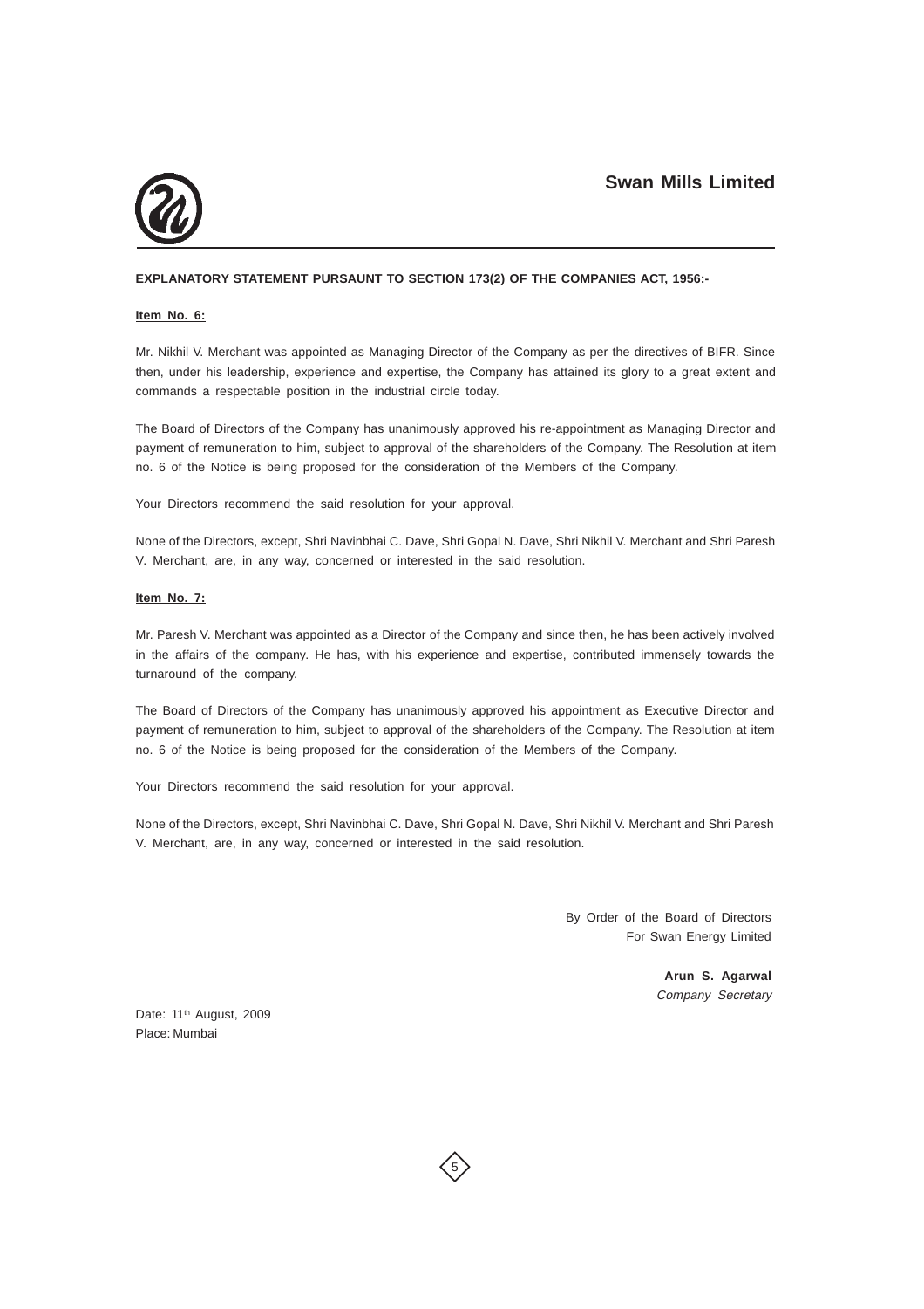**EXPLANATORY STATEMENT PURSAUNT TO SECTION 173(2) OF THE COMPANIES ACT, 1956:-**

**Item No. 6:**

Mr. Nikhil V. Merchant was appointed as Managing Director of the Company as per the directives of BIFR. Since then, under his leadership, experience and expertise, the Company has attained its glory to a great extent and commands a respectable position in the industrial circle today.

The Board of Directors of the Company has unanimously approved his re-appointment as Managing Director and payment of remuneration to him, subject to approval of the shareholders of the Company. The Resolution at item no. 6 of the Notice is being proposed for the consideration of the Members of the Company.

Your Directors recommend the said resolution for your approval.

None of the Directors, except, Shri Navinbhai C. Dave, Shri Gopal N. Dave, Shri Nikhil V. Merchant and Shri Paresh V. Merchant, are, in any way, concerned or interested in the said resolution.

**Item No. 7:**

Mr. Paresh V. Merchant was appointed as a Director of the Company and since then, he has been actively involved in the affairs of the company. He has, with his experience and expertise, contributed immensely towards the turnaround of the company.

The Board of Directors of the Company has unanimously approved his appointment as Executive Director and payment of remuneration to him, subject to approval of the shareholders of the Company. The Resolution at item no. 6 of the Notice is being proposed for the consideration of the Members of the Company.

Your Directors recommend the said resolution for your approval.

None of the Directors, except, Shri Navinbhai C. Dave, Shri Gopal N. Dave, Shri Nikhil V. Merchant and Shri Paresh V. Merchant, are, in any way, concerned or interested in the said resolution.

By Order of the Board of Directors
For Swan Energy Limited

**Arun S. Agarwal**
*Company Secretary*

Date: 11th August, 2009
Place: Mumbai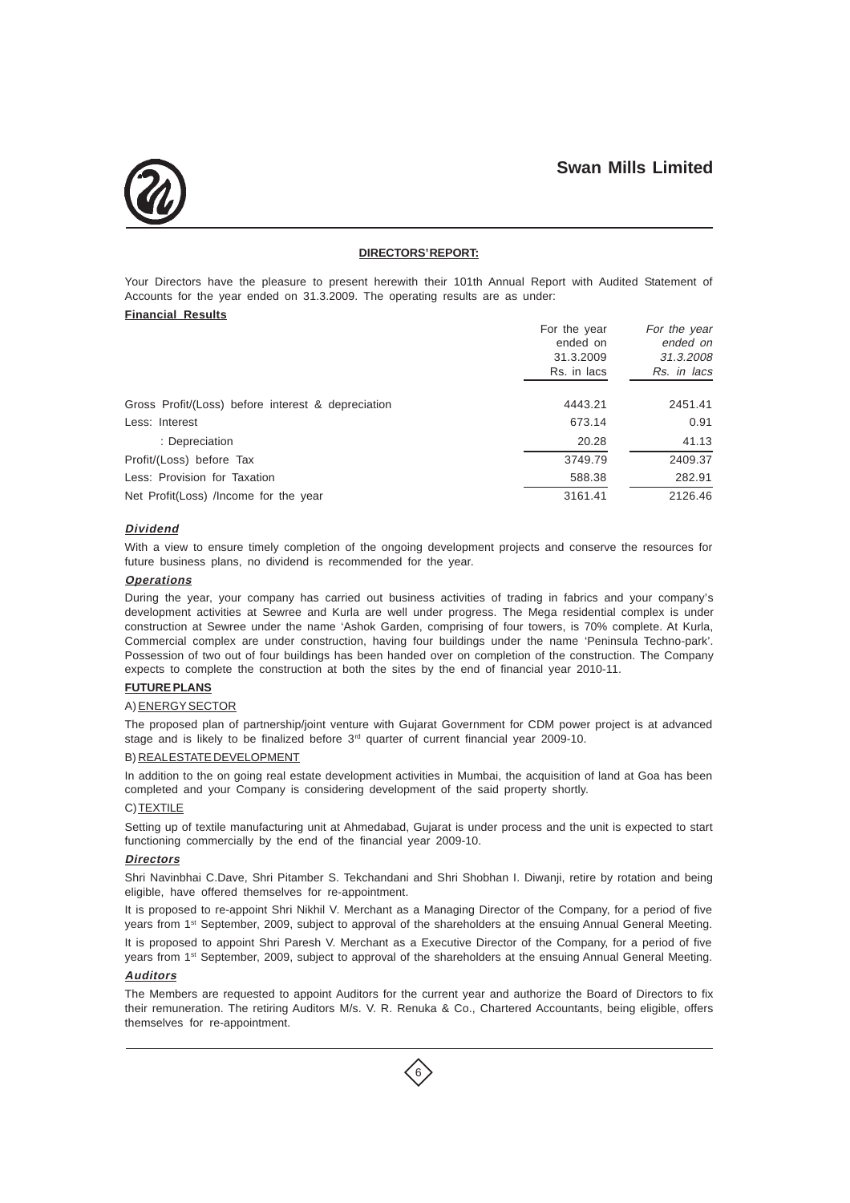**DIRECTORS' REPORT:**

Your Directors have the pleasure to present herewith their 101th Annual Report with Audited Statement of Accounts for the year ended on 31.3.2009. The operating results are as under:

**Financial Results**

| | For the year ended on 31.3.2009 Rs. in lacs | *For the year ended on 31.3.2008 Rs. in lacs* |
|---|---|---|
| Gross Profit/(Loss) before interest & depreciation | 4443.21 | 2451.41 |
| Less: Interest | 673.14 | 0.91 |
| : Depreciation | 20.28 | 41.13 |
| Profit/(Loss) before Tax | 3749.79 | 2409.37 |
| Less: Provision for Taxation | 588.38 | 282.91 |
| Net Profit(Loss) /Income for the year | 3161.41 | 2126.46 |

***Dividend***

With a view to ensure timely completion of the ongoing development projects and conserve the resources for future business plans, no dividend is recommended for the year.

***Operations***

During the year, your company has carried out business activities of trading in fabrics and your company's development activities at Sewree and Kurla are well under progress. The Mega residential complex is under construction at Sewree under the name 'Ashok Garden, comprising of four towers, is 70% complete. At Kurla, Commercial complex are under construction, having four buildings under the name 'Peninsula Techno-park'. Possession of two out of four buildings has been handed over on completion of the construction. The Company expects to complete the construction at both the sites by the end of financial year 2010-11.

**FUTURE PLANS**

A) ENERGY SECTOR

The proposed plan of partnership/joint venture with Gujarat Government for CDM power project is at advanced stage and is likely to be finalized before 3rd quarter of current financial year 2009-10.

B) REAL ESTATE DEVELOPMENT

In addition to the on going real estate development activities in Mumbai, the acquisition of land at Goa has been completed and your Company is considering development of the said property shortly.

C) TEXTILE

Setting up of textile manufacturing unit at Ahmedabad, Gujarat is under process and the unit is expected to start functioning commercially by the end of the financial year 2009-10.

***Directors***

Shri Navinbhai C.Dave, Shri Pitamber S. Tekchandani and Shri Shobhan I. Diwanji, retire by rotation and being eligible, have offered themselves for re-appointment.

It is proposed to re-appoint Shri Nikhil V. Merchant as a Managing Director of the Company, for a period of five years from 1st September, 2009, subject to approval of the shareholders at the ensuing Annual General Meeting.

It is proposed to appoint Shri Paresh V. Merchant as a Executive Director of the Company, for a period of five years from 1st September, 2009, subject to approval of the shareholders at the ensuing Annual General Meeting.

***Auditors***

The Members are requested to appoint Auditors for the current year and authorize the Board of Directors to fix their remuneration. The retiring Auditors M/s. V. R. Renuka & Co., Chartered Accountants, being eligible, offers themselves for re-appointment.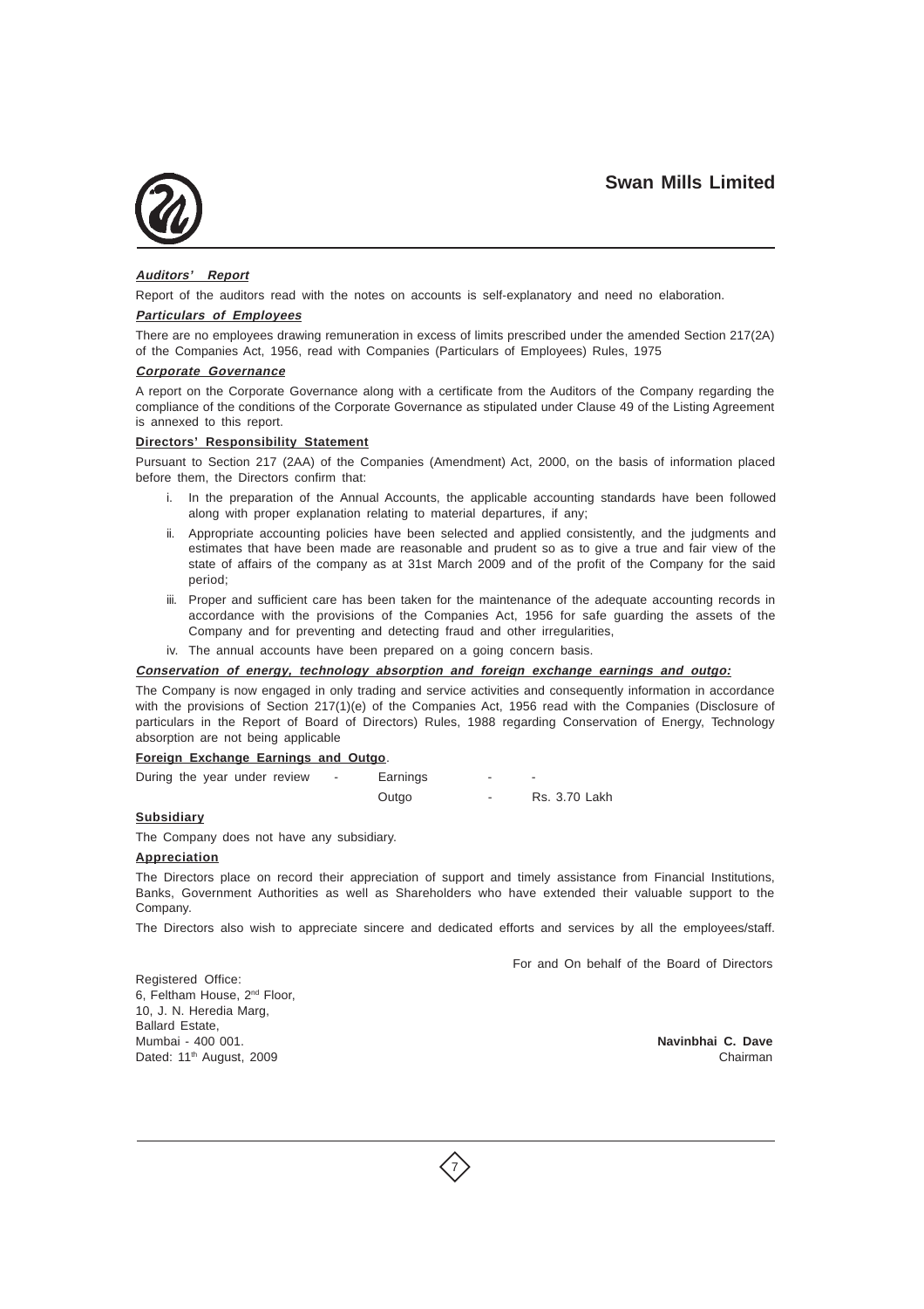***Auditors' Report***

Report of the auditors read with the notes on accounts is self-explanatory and need no elaboration.

***Particulars of Employees***

There are no employees drawing remuneration in excess of limits prescribed under the amended Section 217(2A) of the Companies Act, 1956, read with Companies (Particulars of Employees) Rules, 1975

***Corporate Governance***

A report on the Corporate Governance along with a certificate from the Auditors of the Company regarding the compliance of the conditions of the Corporate Governance as stipulated under Clause 49 of the Listing Agreement is annexed to this report.

**Directors' Responsibility Statement**

Pursuant to Section 217 (2AA) of the Companies (Amendment) Act, 2000, on the basis of information placed before them, the Directors confirm that:

i. In the preparation of the Annual Accounts, the applicable accounting standards have been followed along with proper explanation relating to material departures, if any;

ii. Appropriate accounting policies have been selected and applied consistently, and the judgments and estimates that have been made are reasonable and prudent so as to give a true and fair view of the state of affairs of the company as at 31st March 2009 and of the profit of the Company for the said period;

iii. Proper and sufficient care has been taken for the maintenance of the adequate accounting records in accordance with the provisions of the Companies Act, 1956 for safe guarding the assets of the Company and for preventing and detecting fraud and other irregularities,

iv. The annual accounts have been prepared on a going concern basis.

***Conservation of energy, technology absorption and foreign exchange earnings and outgo:***

The Company is now engaged in only trading and service activities and consequently information in accordance with the provisions of Section 217(1)(e) of the Companies Act, 1956 read with the Companies (Disclosure of particulars in the Report of Board of Directors) Rules, 1988 regarding Conservation of Energy, Technology absorption are not being applicable

**Foreign Exchange Earnings and Outgo**.

| | | | | |
|---|---|---|---|---|
| During the year under review | - | Earnings | - | - |
| | | Outgo | - | Rs. 3.70 Lakh |

**Subsidiary**

The Company does not have any subsidiary.

**Appreciation**

The Directors place on record their appreciation of support and timely assistance from Financial Institutions, Banks, Government Authorities as well as Shareholders who have extended their valuable support to the Company.

The Directors also wish to appreciate sincere and dedicated efforts and services by all the employees/staff.

For and On behalf of the Board of Directors

Registered Office:
6, Feltham House, 2nd Floor,
10, J. N. Heredia Marg,
Ballard Estate,
Mumbai - 400 001.
Dated: 11th August, 2009

**Navinbhai C. Dave**
Chairman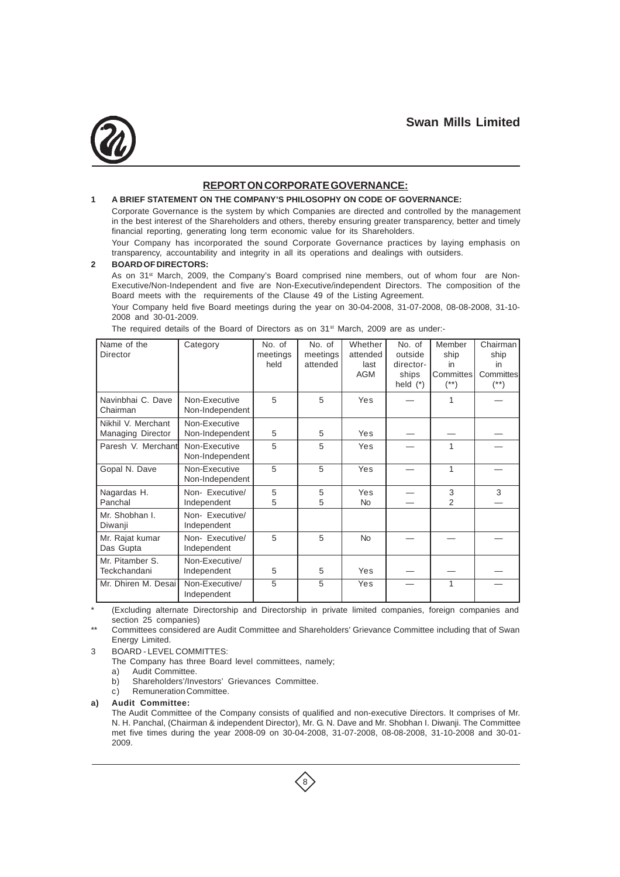## REPORT ON CORPORATE GOVERNANCE:

**1 A BRIEF STATEMENT ON THE COMPANY'S PHILOSOPHY ON CODE OF GOVERNANCE:**

Corporate Governance is the system by which Companies are directed and controlled by the management in the best interest of the Shareholders and others, thereby ensuring greater transparency, better and timely financial reporting, generating long term economic value for its Shareholders.

Your Company has incorporated the sound Corporate Governance practices by laying emphasis on transparency, accountability and integrity in all its operations and dealings with outsiders.

**2 BOARD OF DIRECTORS:**

As on 31st March, 2009, the Company's Board comprised nine members, out of whom four are Non-Executive/Non-Independent and five are Non-Executive/independent Directors. The composition of the Board meets with the requirements of the Clause 49 of the Listing Agreement.

Your Company held five Board meetings during the year on 30-04-2008, 31-07-2008, 08-08-2008, 31-10-2008 and 30-01-2009.

The required details of the Board of Directors as on 31st March, 2009 are as under:-

| Name of the Director | Category | No. of meetings held | No. of meetings attended | Whether attended last AGM | No. of outside director-ships held (*) | Member ship in Committes (**) | Chairman ship in Committes (**) |
|---|---|---|---|---|---|---|---|
| Navinbhai C. Dave Chairman | Non-Executive Non-Independent | 5 | 5 | Yes | — | 1 | — |
| Nikhil V. Merchant Managing Director | Non-Executive Non-Independent | 5 | 5 | Yes | — | — | — |
| Paresh V. Merchant | Non-Executive Non-Independent | 5 | 5 | Yes | — | 1 | — |
| Gopal N. Dave | Non-Executive Non-Independent | 5 | 5 | Yes | — | 1 | — |
| Nagardas H. Panchal | Non- Executive/ Independent | 5<br>5 | 5<br>5 | Yes<br>No | —<br>— | 3<br>2 | 3<br>— |
| Mr. Shobhan I. Diwanji | Non- Executive/ Independent | | | | | | |
| Mr. Rajat kumar Das Gupta | Non- Executive/ Independent | 5 | 5 | No | — | — | — |
| Mr. Pitamber S. Teckchandani | Non-Executive/ Independent | 5 | 5 | Yes | — | — | — |
| Mr. Dhiren M. Desai | Non-Executive/ Independent | 5 | 5 | Yes | — | 1 | — |

\* (Excluding alternate Directorship and Directorship in private limited companies, foreign companies and section 25 companies)

\*\* Committees considered are Audit Committee and Shareholders' Grievance Committee including that of Swan Energy Limited.

3 BOARD - LEVEL COMMITTES:

The Company has three Board level committees, namely;

a) Audit Committee.

b) Shareholders'/Investors' Grievances Committee.

c) Remuneration Committee.

**a) Audit Committee:**

The Audit Committee of the Company consists of qualified and non-executive Directors. It comprises of Mr. N. H. Panchal, (Chairman & independent Director), Mr. G. N. Dave and Mr. Shobhan I. Diwanji. The Committee met five times during the year 2008-09 on 30-04-2008, 31-07-2008, 08-08-2008, 31-10-2008 and 30-01-2009.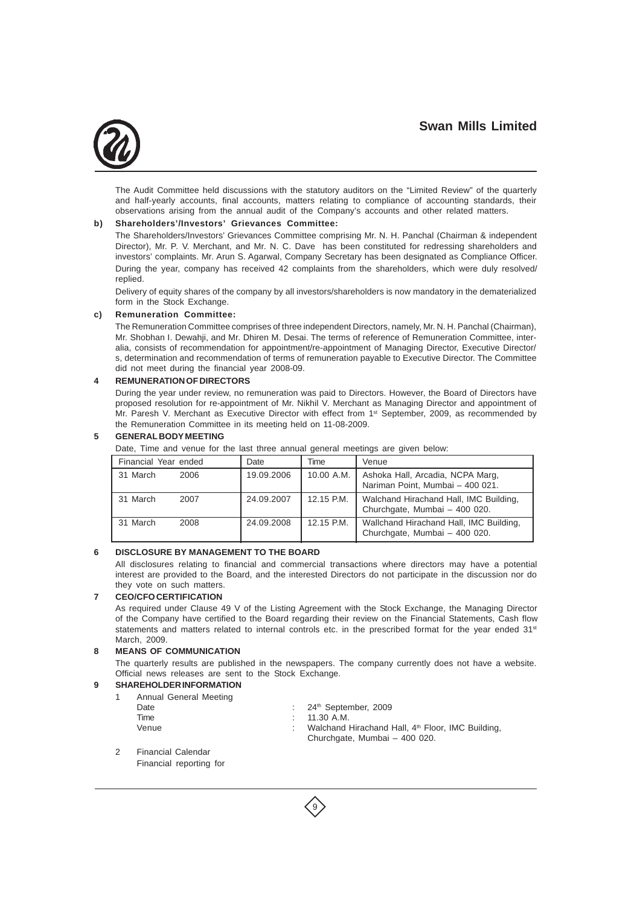The Audit Committee held discussions with the statutory auditors on the "Limited Review" of the quarterly and half-yearly accounts, final accounts, matters relating to compliance of accounting standards, their observations arising from the annual audit of the Company's accounts and other related matters.

**b) Shareholders'/Investors' Grievances Committee:**

The Shareholders/Investors' Grievances Committee comprising Mr. N. H. Panchal (Chairman & independent Director), Mr. P. V. Merchant, and Mr. N. C. Dave has been constituted for redressing shareholders and investors' complaints. Mr. Arun S. Agarwal, Company Secretary has been designated as Compliance Officer. During the year, company has received 42 complaints from the shareholders, which were duly resolved/ replied.

Delivery of equity shares of the company by all investors/shareholders is now mandatory in the dematerialized form in the Stock Exchange.

**c) Remuneration Committee:**

The Remuneration Committee comprises of three independent Directors, namely, Mr. N. H. Panchal (Chairman), Mr. Shobhan I. Dewahji, and Mr. Dhiren M. Desai. The terms of reference of Remuneration Committee, inter-alia, consists of recommendation for appointment/re-appointment of Managing Director, Executive Director/ s, determination and recommendation of terms of remuneration payable to Executive Director. The Committee did not meet during the financial year 2008-09.

## 4 REMUNERATION OF DIRECTORS

During the year under review, no remuneration was paid to Directors. However, the Board of Directors have proposed resolution for re-appointment of Mr. Nikhil V. Merchant as Managing Director and appointment of Mr. Paresh V. Merchant as Executive Director with effect from 1st September, 2009, as recommended by the Remuneration Committee in its meeting held on 11-08-2009.

## 5 GENERAL BODY MEETING

Date, Time and venue for the last three annual general meetings are given below:

| Financial Year ended | Date | Time | Venue |
|---|---|---|---|
| 31 March 2006 | 19.09.2006 | 10.00 A.M. | Ashoka Hall, Arcadia, NCPA Marg, Nariman Point, Mumbai – 400 021. |
| 31 March 2007 | 24.09.2007 | 12.15 P.M. | Walchand Hirachand Hall, IMC Building, Churchgate, Mumbai – 400 020. |
| 31 March 2008 | 24.09.2008 | 12.15 P.M. | Wallchand Hirachand Hall, IMC Building, Churchgate, Mumbai – 400 020. |

## 6 DISCLOSURE BY MANAGEMENT TO THE BOARD

All disclosures relating to financial and commercial transactions where directors may have a potential interest are provided to the Board, and the interested Directors do not participate in the discussion nor do they vote on such matters.

## 7 CEO/CFO CERTIFICATION

As required under Clause 49 V of the Listing Agreement with the Stock Exchange, the Managing Director of the Company have certified to the Board regarding their review on the Financial Statements, Cash flow statements and matters related to internal controls etc. in the prescribed format for the year ended 31st March, 2009.

## 8 MEANS OF COMMUNICATION

The quarterly results are published in the newspapers. The company currently does not have a website. Official news releases are sent to the Stock Exchange.

## 9 SHAREHOLDER INFORMATION

1. Annual General Meeting
   - Date : 24th September, 2009
   - Time : 11.30 A.M.
   - Venue : Walchand Hirachand Hall, 4th Floor, IMC Building, Churchgate, Mumbai – 400 020.
2. Financial Calendar

   Financial reporting for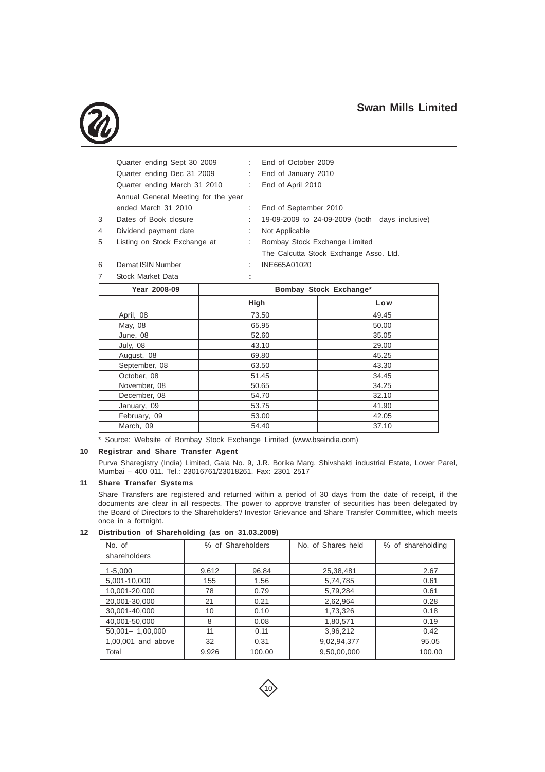| | | | |
|---|---|---|---|
| | Quarter ending Sept 30 2009 | : | End of October 2009 |
| | Quarter ending Dec 31 2009 | : | End of January 2010 |
| | Quarter ending March 31 2010 | : | End of April 2010 |
| | Annual General Meeting for the year ended March 31 2010 | : | End of September 2010 |
| 3 | Dates of Book closure | : | 19-09-2009 to 24-09-2009 (both days inclusive) |
| 4 | Dividend payment date | : | Not Applicable |
| 5 | Listing on Stock Exchange at | : | Bombay Stock Exchange Limited<br>The Calcutta Stock Exchange Asso. Ltd. |
| 6 | Demat ISIN Number | : | INE665A01020 |
| 7 | Stock Market Data | : | |

| Year 2008-09 | Bombay Stock Exchange* | |
|---|---|---|
| | **High** | **Low** |
| April, 08 | 73.50 | 49.45 |
| May, 08 | 65.95 | 50.00 |
| June, 08 | 52.60 | 35.05 |
| July, 08 | 43.10 | 29.00 |
| August, 08 | 69.80 | 45.25 |
| September, 08 | 63.50 | 43.30 |
| October, 08 | 51.45 | 34.45 |
| November, 08 | 50.65 | 34.25 |
| December, 08 | 54.70 | 32.10 |
| January, 09 | 53.75 | 41.90 |
| February, 09 | 53.00 | 42.05 |
| March, 09 | 54.40 | 37.10 |

* Source: Website of Bombay Stock Exchange Limited (www.bseindia.com)

**10 Registrar and Share Transfer Agent**

Purva Sharegistry (India) Limited, Gala No. 9, J.R. Borika Marg, Shivshakti industrial Estate, Lower Parel, Mumbai – 400 011. Tel.: 23016761/23018261. Fax: 2301 2517

**11 Share Transfer Systems**

Share Transfers are registered and returned within a period of 30 days from the date of receipt, if the documents are clear in all respects. The power to approve transfer of securities has been delegated by the Board of Directors to the Shareholders'/ Investor Grievance and Share Transfer Committee, which meets once in a fortnight.

**12 Distribution of Shareholding (as on 31.03.2009)**

| No. of shareholders | % of Shareholders | | No. of Shares held | % of shareholding |
|---|---|---|---|---|
| 1-5,000 | 9,612 | 96.84 | 25,38,481 | 2.67 |
| 5,001-10,000 | 155 | 1.56 | 5,74,785 | 0.61 |
| 10,001-20,000 | 78 | 0.79 | 5,79,284 | 0.61 |
| 20,001-30,000 | 21 | 0.21 | 2,62,964 | 0.28 |
| 30,001-40,000 | 10 | 0.10 | 1,73,326 | 0.18 |
| 40,001-50,000 | 8 | 0.08 | 1,80,571 | 0.19 |
| 50,001– 1,00,000 | 11 | 0.11 | 3,96,212 | 0.42 |
| 1,00,001 and above | 32 | 0.31 | 9,02,94,377 | 95.05 |
| Total | 9,926 | 100.00 | 9,50,00,000 | 100.00 |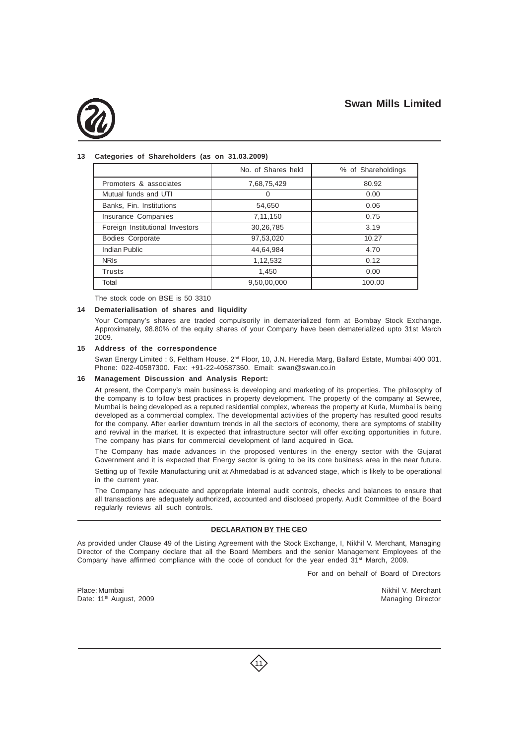**13 Categories of Shareholders (as on 31.03.2009)**

| | No. of Shares held | % of Shareholdings |
|---|---|---|
| Promoters & associates | 7,68,75,429 | 80.92 |
| Mutual funds and UTI | 0 | 0.00 |
| Banks, Fin. Institutions | 54,650 | 0.06 |
| Insurance Companies | 7,11,150 | 0.75 |
| Foreign Institutional Investors | 30,26,785 | 3.19 |
| Bodies Corporate | 97,53,020 | 10.27 |
| Indian Public | 44,64,984 | 4.70 |
| NRIs | 1,12,532 | 0.12 |
| Trusts | 1,450 | 0.00 |
| Total | 9,50,00,000 | 100.00 |

The stock code on BSE is 50 3310

**14 Dematerialisation of shares and liquidity**

Your Company's shares are traded compulsorily in dematerialized form at Bombay Stock Exchange. Approximately, 98.80% of the equity shares of your Company have been dematerialized upto 31st March 2009.

**15 Address of the correspondence**

Swan Energy Limited : 6, Feltham House, 2nd Floor, 10, J.N. Heredia Marg, Ballard Estate, Mumbai 400 001. Phone: 022-40587300. Fax: +91-22-40587360. Email: swan@swan.co.in

**16 Management Discussion and Analysis Report:**

At present, the Company's main business is developing and marketing of its properties. The philosophy of the company is to follow best practices in property development. The property of the company at Sewree, Mumbai is being developed as a reputed residential complex, whereas the property at Kurla, Mumbai is being developed as a commercial complex. The developmental activities of the property has resulted good results for the company. After earlier downturn trends in all the sectors of economy, there are symptoms of stability and revival in the market. It is expected that infrastructure sector will offer exciting opportunities in future. The company has plans for commercial development of land acquired in Goa.

The Company has made advances in the proposed ventures in the energy sector with the Gujarat Government and it is expected that Energy sector is going to be its core business area in the near future.

Setting up of Textile Manufacturing unit at Ahmedabad is at advanced stage, which is likely to be operational in the current year.

The Company has adequate and appropriate internal audit controls, checks and balances to ensure that all transactions are adequately authorized, accounted and disclosed properly. Audit Committee of the Board regularly reviews all such controls.

**DECLARATION BY THE CEO**

As provided under Clause 49 of the Listing Agreement with the Stock Exchange, I, Nikhil V. Merchant, Managing Director of the Company declare that all the Board Members and the senior Management Employees of the Company have affirmed compliance with the code of conduct for the year ended 31st March, 2009.

For and on behalf of Board of Directors

Place: Mumbai
Date: 11th August, 2009

Nikhil V. Merchant
Managing Director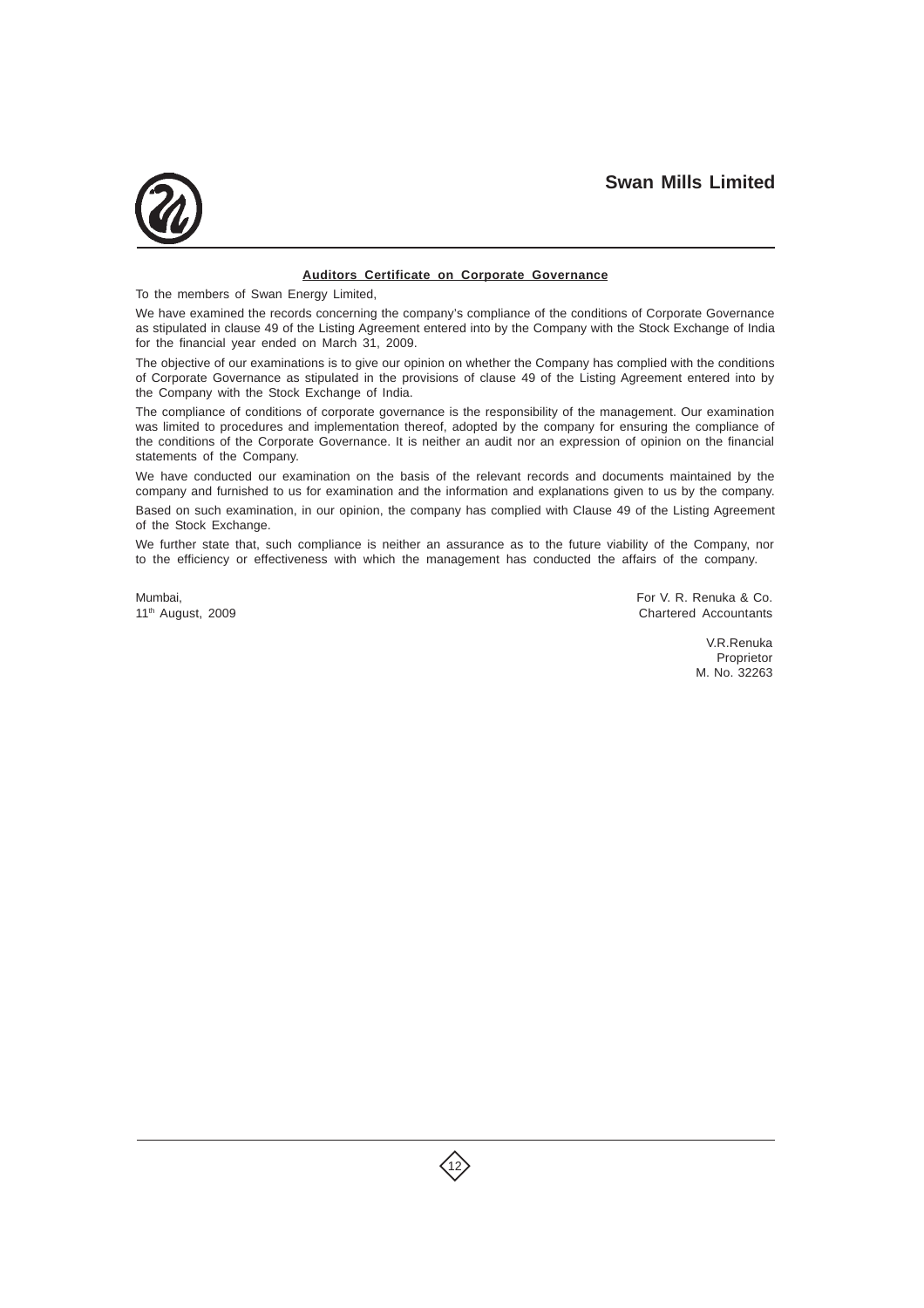## Auditors Certificate on Corporate Governance

To the members of Swan Energy Limited,

We have examined the records concerning the company's compliance of the conditions of Corporate Governance as stipulated in clause 49 of the Listing Agreement entered into by the Company with the Stock Exchange of India for the financial year ended on March 31, 2009.

The objective of our examinations is to give our opinion on whether the Company has complied with the conditions of Corporate Governance as stipulated in the provisions of clause 49 of the Listing Agreement entered into by the Company with the Stock Exchange of India.

The compliance of conditions of corporate governance is the responsibility of the management. Our examination was limited to procedures and implementation thereof, adopted by the company for ensuring the compliance of the conditions of the Corporate Governance. It is neither an audit nor an expression of opinion on the financial statements of the Company.

We have conducted our examination on the basis of the relevant records and documents maintained by the company and furnished to us for examination and the information and explanations given to us by the company.

Based on such examination, in our opinion, the company has complied with Clause 49 of the Listing Agreement of the Stock Exchange.

We further state that, such compliance is neither an assurance as to the future viability of the Company, nor to the efficiency or effectiveness with which the management has conducted the affairs of the company.

Mumbai,
11th August, 2009

For V. R. Renuka & Co.
Chartered Accountants

V.R.Renuka
Proprietor
M. No. 32263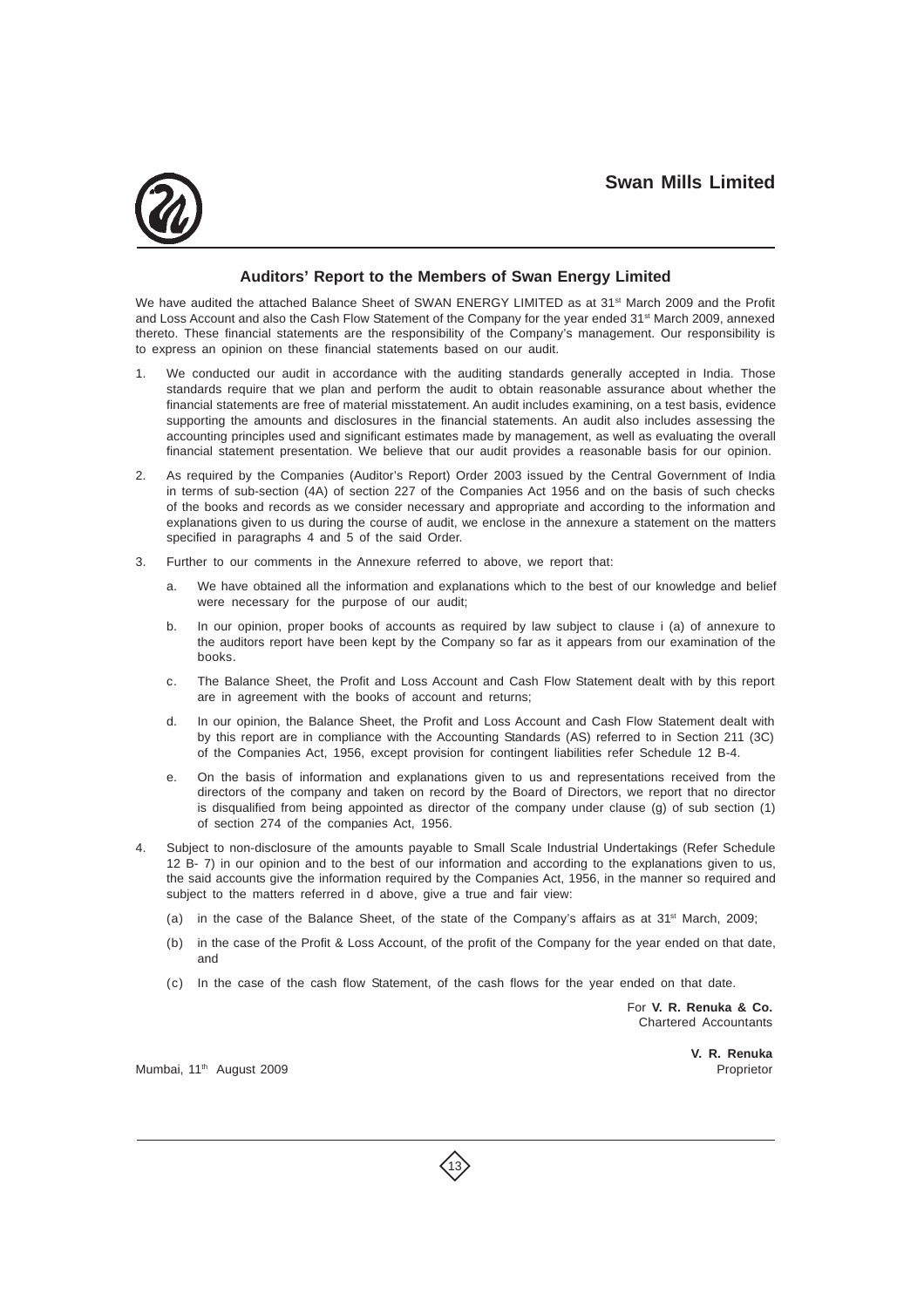## Auditors' Report to the Members of Swan Energy Limited

We have audited the attached Balance Sheet of SWAN ENERGY LIMITED as at 31st March 2009 and the Profit and Loss Account and also the Cash Flow Statement of the Company for the year ended 31st March 2009, annexed thereto. These financial statements are the responsibility of the Company's management. Our responsibility is to express an opinion on these financial statements based on our audit.

1. We conducted our audit in accordance with the auditing standards generally accepted in India. Those standards require that we plan and perform the audit to obtain reasonable assurance about whether the financial statements are free of material misstatement. An audit includes examining, on a test basis, evidence supporting the amounts and disclosures in the financial statements. An audit also includes assessing the accounting principles used and significant estimates made by management, as well as evaluating the overall financial statement presentation. We believe that our audit provides a reasonable basis for our opinion.

2. As required by the Companies (Auditor's Report) Order 2003 issued by the Central Government of India in terms of sub-section (4A) of section 227 of the Companies Act 1956 and on the basis of such checks of the books and records as we consider necessary and appropriate and according to the information and explanations given to us during the course of audit, we enclose in the annexure a statement on the matters specified in paragraphs 4 and 5 of the said Order.

3. Further to our comments in the Annexure referred to above, we report that:

   a. We have obtained all the information and explanations which to the best of our knowledge and belief were necessary for the purpose of our audit;

   b. In our opinion, proper books of accounts as required by law subject to clause i (a) of annexure to the auditors report have been kept by the Company so far as it appears from our examination of the books.

   c. The Balance Sheet, the Profit and Loss Account and Cash Flow Statement dealt with by this report are in agreement with the books of account and returns;

   d. In our opinion, the Balance Sheet, the Profit and Loss Account and Cash Flow Statement dealt with by this report are in compliance with the Accounting Standards (AS) referred to in Section 211 (3C) of the Companies Act, 1956, except provision for contingent liabilities refer Schedule 12 B-4.

   e. On the basis of information and explanations given to us and representations received from the directors of the company and taken on record by the Board of Directors, we report that no director is disqualified from being appointed as director of the company under clause (g) of sub section (1) of section 274 of the companies Act, 1956.

4. Subject to non-disclosure of the amounts payable to Small Scale Industrial Undertakings (Refer Schedule 12 B- 7) in our opinion and to the best of our information and according to the explanations given to us, the said accounts give the information required by the Companies Act, 1956, in the manner so required and subject to the matters referred in d above, give a true and fair view:

   (a) in the case of the Balance Sheet, of the state of the Company's affairs as at 31st March, 2009;

   (b) in the case of the Profit & Loss Account, of the profit of the Company for the year ended on that date, and

   (c) In the case of the cash flow Statement, of the cash flows for the year ended on that date.

For **V. R. Renuka & Co.**
Chartered Accountants

**V. R. Renuka**
Proprietor

Mumbai, 11th August 2009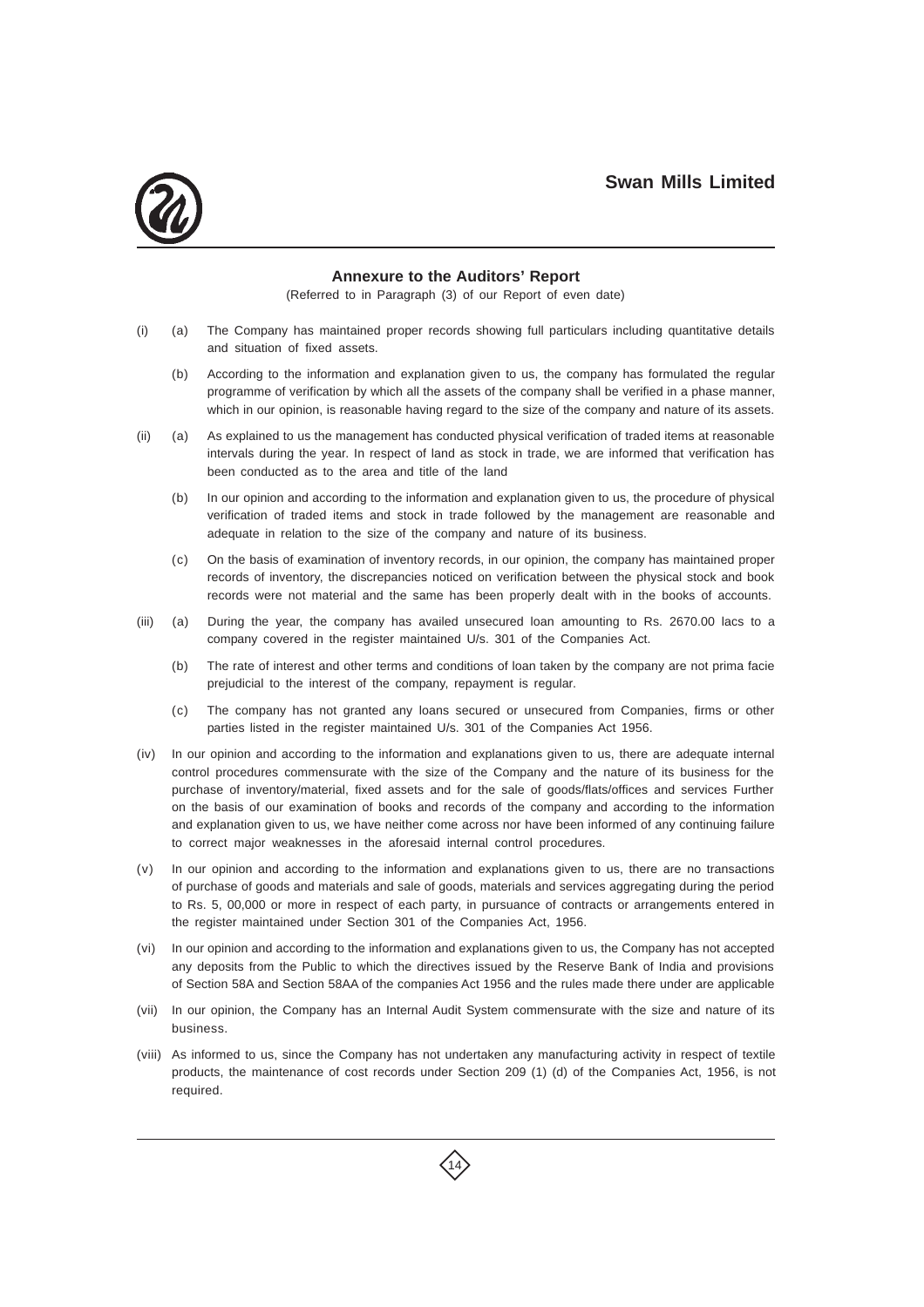## Annexure to the Auditors' Report

(Referred to in Paragraph (3) of our Report of even date)

(i) (a) The Company has maintained proper records showing full particulars including quantitative details and situation of fixed assets.

(b) According to the information and explanation given to us, the company has formulated the regular programme of verification by which all the assets of the company shall be verified in a phase manner, which in our opinion, is reasonable having regard to the size of the company and nature of its assets.

(ii) (a) As explained to us the management has conducted physical verification of traded items at reasonable intervals during the year. In respect of land as stock in trade, we are informed that verification has been conducted as to the area and title of the land

(b) In our opinion and according to the information and explanation given to us, the procedure of physical verification of traded items and stock in trade followed by the management are reasonable and adequate in relation to the size of the company and nature of its business.

(c) On the basis of examination of inventory records, in our opinion, the company has maintained proper records of inventory, the discrepancies noticed on verification between the physical stock and book records were not material and the same has been properly dealt with in the books of accounts.

(iii) (a) During the year, the company has availed unsecured loan amounting to Rs. 2670.00 lacs to a company covered in the register maintained U/s. 301 of the Companies Act.

(b) The rate of interest and other terms and conditions of loan taken by the company are not prima facie prejudicial to the interest of the company, repayment is regular.

(c) The company has not granted any loans secured or unsecured from Companies, firms or other parties listed in the register maintained U/s. 301 of the Companies Act 1956.

(iv) In our opinion and according to the information and explanations given to us, there are adequate internal control procedures commensurate with the size of the Company and the nature of its business for the purchase of inventory/material, fixed assets and for the sale of goods/flats/offices and services Further on the basis of our examination of books and records of the company and according to the information and explanation given to us, we have neither come across nor have been informed of any continuing failure to correct major weaknesses in the aforesaid internal control procedures.

(v) In our opinion and according to the information and explanations given to us, there are no transactions of purchase of goods and materials and sale of goods, materials and services aggregating during the period to Rs. 5, 00,000 or more in respect of each party, in pursuance of contracts or arrangements entered in the register maintained under Section 301 of the Companies Act, 1956.

(vi) In our opinion and according to the information and explanations given to us, the Company has not accepted any deposits from the Public to which the directives issued by the Reserve Bank of India and provisions of Section 58A and Section 58AA of the companies Act 1956 and the rules made there under are applicable

(vii) In our opinion, the Company has an Internal Audit System commensurate with the size and nature of its business.

(viii) As informed to us, since the Company has not undertaken any manufacturing activity in respect of textile products, the maintenance of cost records under Section 209 (1) (d) of the Companies Act, 1956, is not required.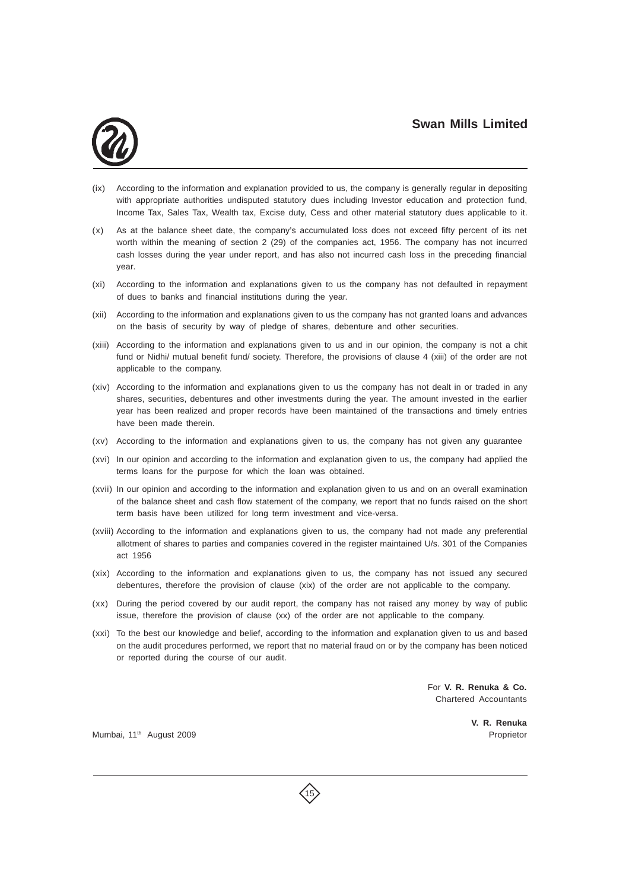(ix) According to the information and explanation provided to us, the company is generally regular in depositing with appropriate authorities undisputed statutory dues including Investor education and protection fund, Income Tax, Sales Tax, Wealth tax, Excise duty, Cess and other material statutory dues applicable to it.

(x) As at the balance sheet date, the company's accumulated loss does not exceed fifty percent of its net worth within the meaning of section 2 (29) of the companies act, 1956. The company has not incurred cash losses during the year under report, and has also not incurred cash loss in the preceding financial year.

(xi) According to the information and explanations given to us the company has not defaulted in repayment of dues to banks and financial institutions during the year.

(xii) According to the information and explanations given to us the company has not granted loans and advances on the basis of security by way of pledge of shares, debenture and other securities.

(xiii) According to the information and explanations given to us and in our opinion, the company is not a chit fund or Nidhi/ mutual benefit fund/ society. Therefore, the provisions of clause 4 (xiii) of the order are not applicable to the company.

(xiv) According to the information and explanations given to us the company has not dealt in or traded in any shares, securities, debentures and other investments during the year. The amount invested in the earlier year has been realized and proper records have been maintained of the transactions and timely entries have been made therein.

(xv) According to the information and explanations given to us, the company has not given any guarantee

(xvi) In our opinion and according to the information and explanation given to us, the company had applied the terms loans for the purpose for which the loan was obtained.

(xvii) In our opinion and according to the information and explanation given to us and on an overall examination of the balance sheet and cash flow statement of the company, we report that no funds raised on the short term basis have been utilized for long term investment and vice-versa.

(xviii) According to the information and explanations given to us, the company had not made any preferential allotment of shares to parties and companies covered in the register maintained U/s. 301 of the Companies act 1956

(xix) According to the information and explanations given to us, the company has not issued any secured debentures, therefore the provision of clause (xix) of the order are not applicable to the company.

(xx) During the period covered by our audit report, the company has not raised any money by way of public issue, therefore the provision of clause (xx) of the order are not applicable to the company.

(xxi) To the best our knowledge and belief, according to the information and explanation given to us and based on the audit procedures performed, we report that no material fraud on or by the company has been noticed or reported during the course of our audit.

For **V. R. Renuka & Co.**
Chartered Accountants

**V. R. Renuka**
Proprietor

Mumbai, 11th August 2009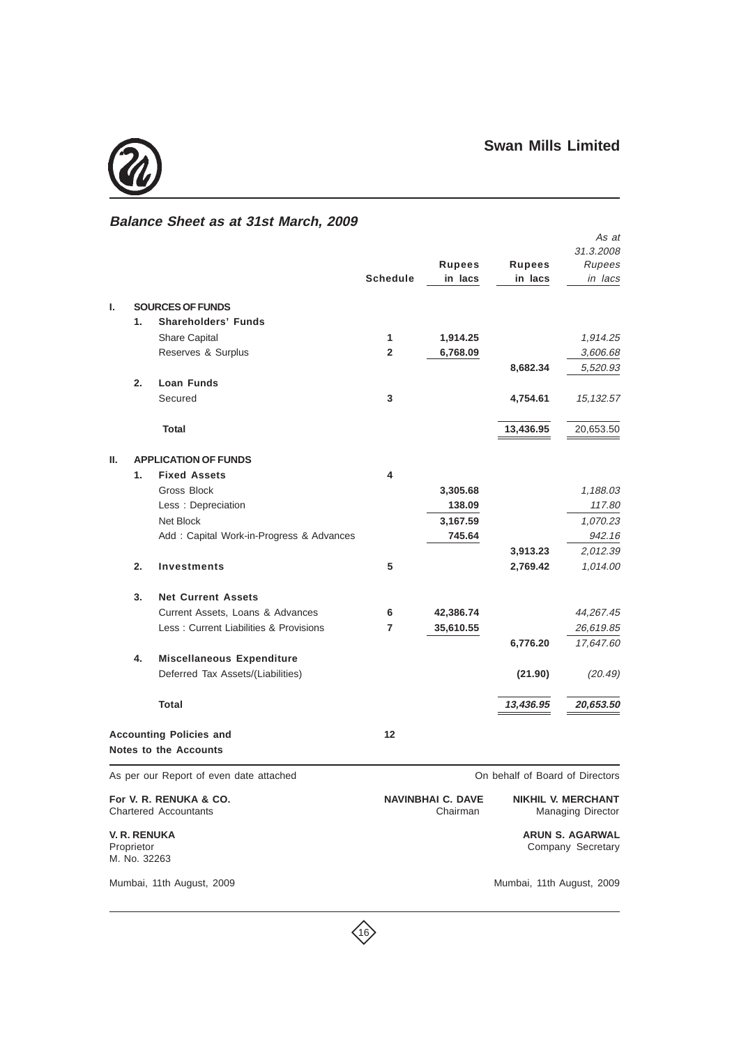## Balance Sheet as at 31st March, 2009

| | | | Schedule | Rupees in lacs | Rupees in lacs | *As at 31.3.2008 Rupees in lacs* |
|---|---|---|---|---|---|---|
| **I.** | | **SOURCES OF FUNDS** | | | | |
| | **1.** | **Shareholders' Funds** | | | | |
| | | Share Capital | 1 | 1,914.25 | | *1,914.25* |
| | | Reserves & Surplus | 2 | 6,768.09 | | *3,606.68* |
| | | | | | 8,682.34 | *5,520.93* |
| | **2.** | **Loan Funds** | | | | |
| | | Secured | 3 | | 4,754.61 | *15,132.57* |
| | | **Total** | | | 13,436.95 | 20,653.50 |
| **II.** | | **APPLICATION OF FUNDS** | | | | |
| | **1.** | **Fixed Assets** | 4 | | | |
| | | Gross Block | | 3,305.68 | | *1,188.03* |
| | | Less : Depreciation | | 138.09 | | *117.80* |
| | | Net Block | | 3,167.59 | | *1,070.23* |
| | | Add : Capital Work-in-Progress & Advances | | 745.64 | | *942.16* |
| | | | | | 3,913.23 | *2,012.39* |
| | **2.** | **Investments** | 5 | | 2,769.42 | *1,014.00* |
| | **3.** | **Net Current Assets** | | | | |
| | | Current Assets, Loans & Advances | 6 | 42,386.74 | | *44,267.45* |
| | | Less : Current Liabilities & Provisions | 7 | 35,610.55 | | *26,619.85* |
| | | | | | 6,776.20 | *17,647.60* |
| | **4.** | **Miscellaneous Expenditure** | | | | |
| | | Deferred Tax Assets/(Liabilities) | | | (21.90) | *(20.49)* |
| | | **Total** | | | *13,436.95* | ***20,653.50*** |

**Accounting Policies and Notes to the Accounts** — Schedule 12

As per our Report of even date attached

**For V. R. RENUKA & CO.**
Chartered Accountants

**V. R. RENUKA**
Proprietor
M. No. 32263

Mumbai, 11th August, 2009

On behalf of Board of Directors

**NAVINBHAI C. DAVE**
Chairman

**NIKHIL V. MERCHANT**
Managing Director

**ARUN S. AGARWAL**
Company Secretary

Mumbai, 11th August, 2009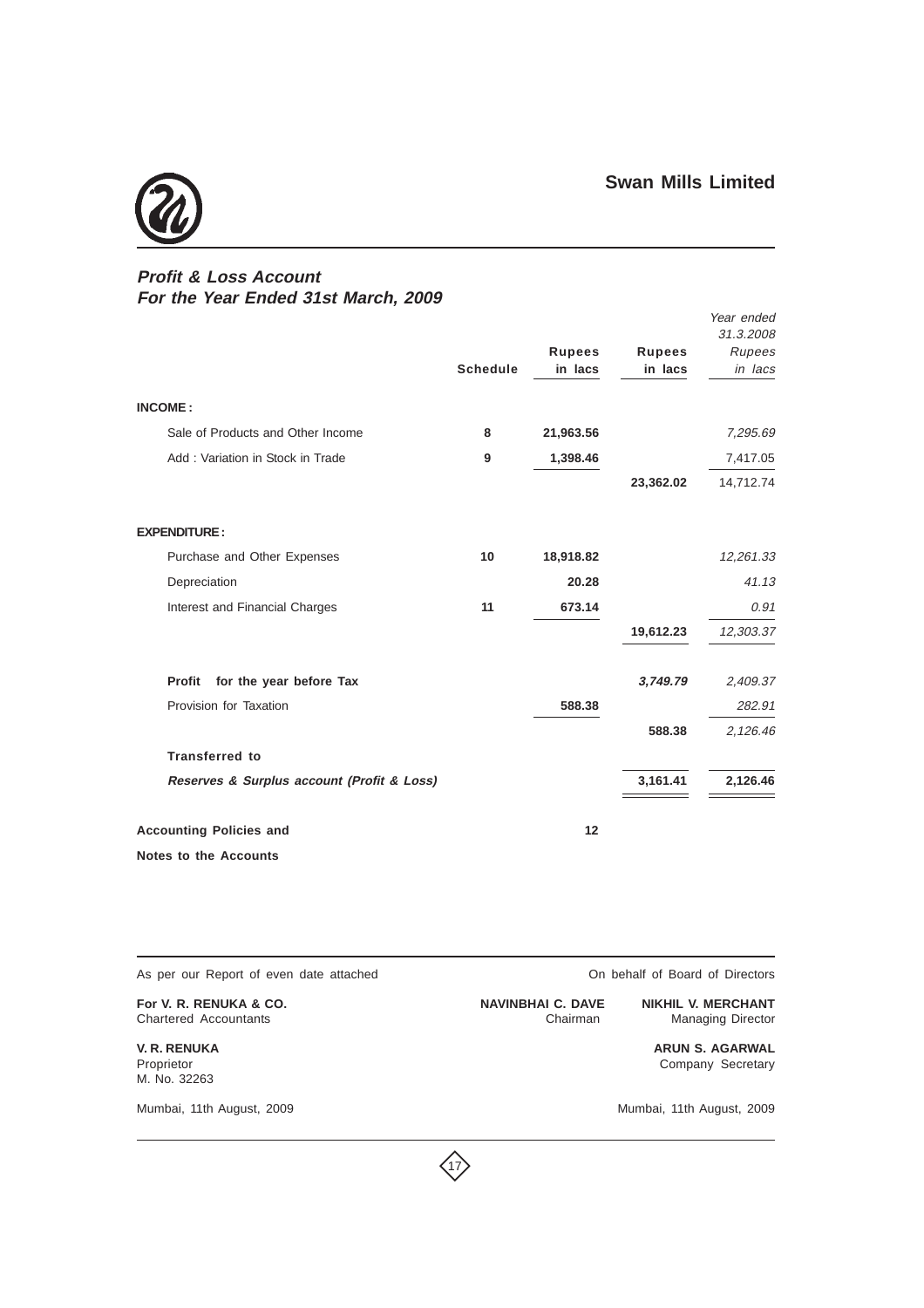## Swan Mills Limited

### *Profit & Loss Account*
### *For the Year Ended 31st March, 2009*

| | Schedule | Rupees in lacs | Rupees in lacs | *Year ended 31.3.2008 Rupees in lacs* |
|---|---|---|---|---|
| **INCOME :** | | | | |
| Sale of Products and Other Income | **8** | **21,963.56** | | *7,295.69* |
| Add : Variation in Stock in Trade | **9** | **1,398.46** | | 7,417.05 |
| | | | **23,362.02** | 14,712.74 |
| **EXPENDITURE :** | | | | |
| Purchase and Other Expenses | **10** | **18,918.82** | | *12,261.33* |
| Depreciation | | **20.28** | | *41.13* |
| Interest and Financial Charges | **11** | **673.14** | | *0.91* |
| | | | **19,612.23** | *12,303.37* |
| **Profit for the year before Tax** | | | ***3,749.79*** | *2,409.37* |
| Provision for Taxation | | **588.38** | | *282.91* |
| | | | **588.38** | *2,126.46* |
| **Transferred to** | | | | |
| ***Reserves & Surplus account (Profit & Loss)*** | | | **3,161.41** | **2,126.46** |
| **Accounting Policies and Notes to the Accounts** | | **12** | | |

As per our Report of even date attached

**For V. R. RENUKA & CO.**
Chartered Accountants

**V. R. RENUKA**
Proprietor
M. No. 32263

Mumbai, 11th August, 2009

On behalf of Board of Directors

**NAVINBHAI C. DAVE**
Chairman

**NIKHIL V. MERCHANT**
Managing Director

**ARUN S. AGARWAL**
Company Secretary

Mumbai, 11th August, 2009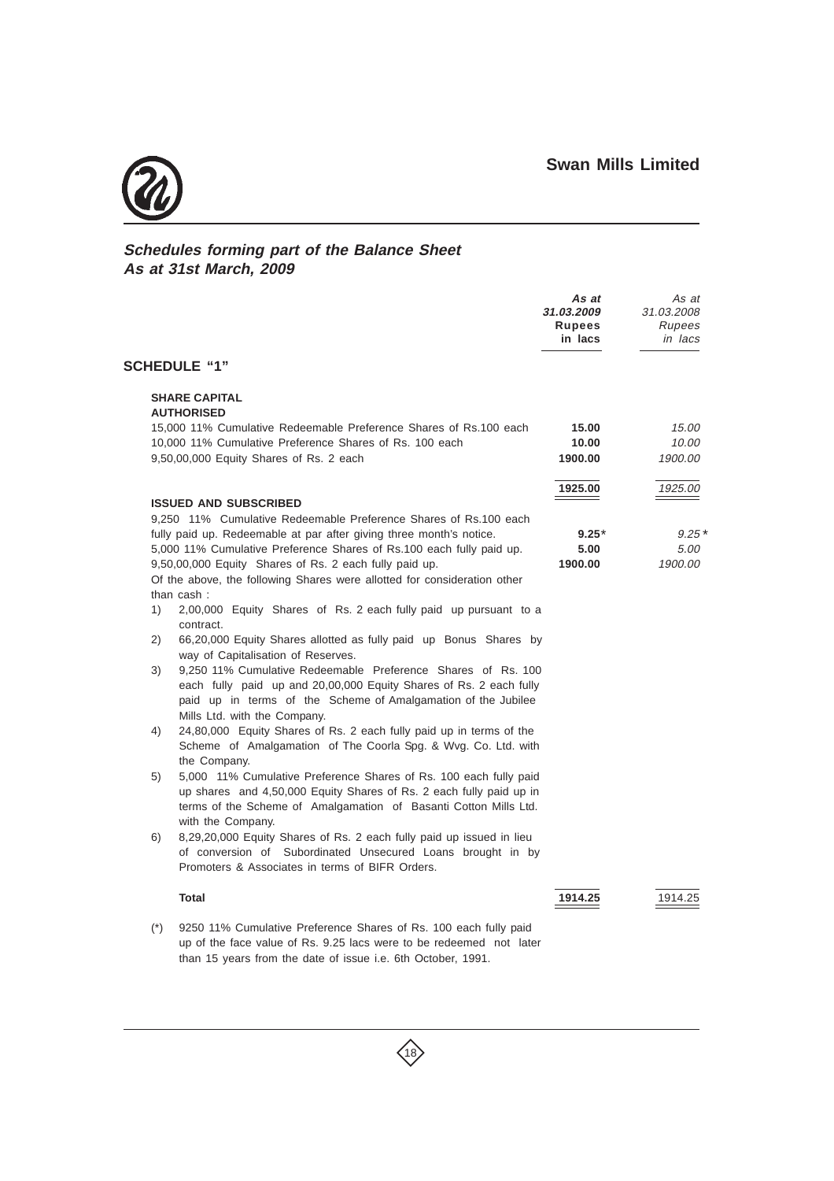## Schedules forming part of the Balance Sheet As at 31st March, 2009

| | As at 31.03.2009 Rupees in lacs | As at 31.03.2008 Rupees in lacs |
|---|---|---|
| **SCHEDULE "1"** | | |
| **SHARE CAPITAL** | | |
| **AUTHORISED** | | |
| 15,000 11% Cumulative Redeemable Preference Shares of Rs.100 each | **15.00** | *15.00* |
| 10,000 11% Cumulative Preference Shares of Rs. 100 each | **10.00** | *10.00* |
| 9,50,00,000 Equity Shares of Rs. 2 each | **1900.00** | *1900.00* |
| | **1925.00** | *1925.00* |
| **ISSUED AND SUBSCRIBED** | | |
| 9,250 11% Cumulative Redeemable Preference Shares of Rs.100 each fully paid up. Redeemable at par after giving three month's notice. | **9.25*** | *9.25** |
| 5,000 11% Cumulative Preference Shares of Rs.100 each fully paid up. | **5.00** | *5.00* |
| 9,50,00,000 Equity Shares of Rs. 2 each fully paid up. | **1900.00** | *1900.00* |
| Of the above, the following Shares were allotted for consideration other than cash : | | |
| 1) 2,00,000 Equity Shares of Rs. 2 each fully paid up pursuant to a contract. | | |
| 2) 66,20,000 Equity Shares allotted as fully paid up Bonus Shares by way of Capitalisation of Reserves. | | |
| 3) 9,250 11% Cumulative Redeemable Preference Shares of Rs. 100 each fully paid up and 20,00,000 Equity Shares of Rs. 2 each fully paid up in terms of the Scheme of Amalgamation of the Jubilee Mills Ltd. with the Company. | | |
| 4) 24,80,000 Equity Shares of Rs. 2 each fully paid up in terms of the Scheme of Amalgamation of The Coorla Spg. & Wvg. Co. Ltd. with the Company. | | |
| 5) 5,000 11% Cumulative Preference Shares of Rs. 100 each fully paid up shares and 4,50,000 Equity Shares of Rs. 2 each fully paid up in terms of the Scheme of Amalgamation of Basanti Cotton Mills Ltd. with the Company. | | |
| 6) 8,29,20,000 Equity Shares of Rs. 2 each fully paid up issued in lieu of conversion of Subordinated Unsecured Loans brought in by Promoters & Associates in terms of BIFR Orders. | | |
| **Total** | **1914.25** | *1914.25* |

(*) 9250 11% Cumulative Preference Shares of Rs. 100 each fully paid up of the face value of Rs. 9.25 lacs were to be redeemed not later than 15 years from the date of issue i.e. 6th October, 1991.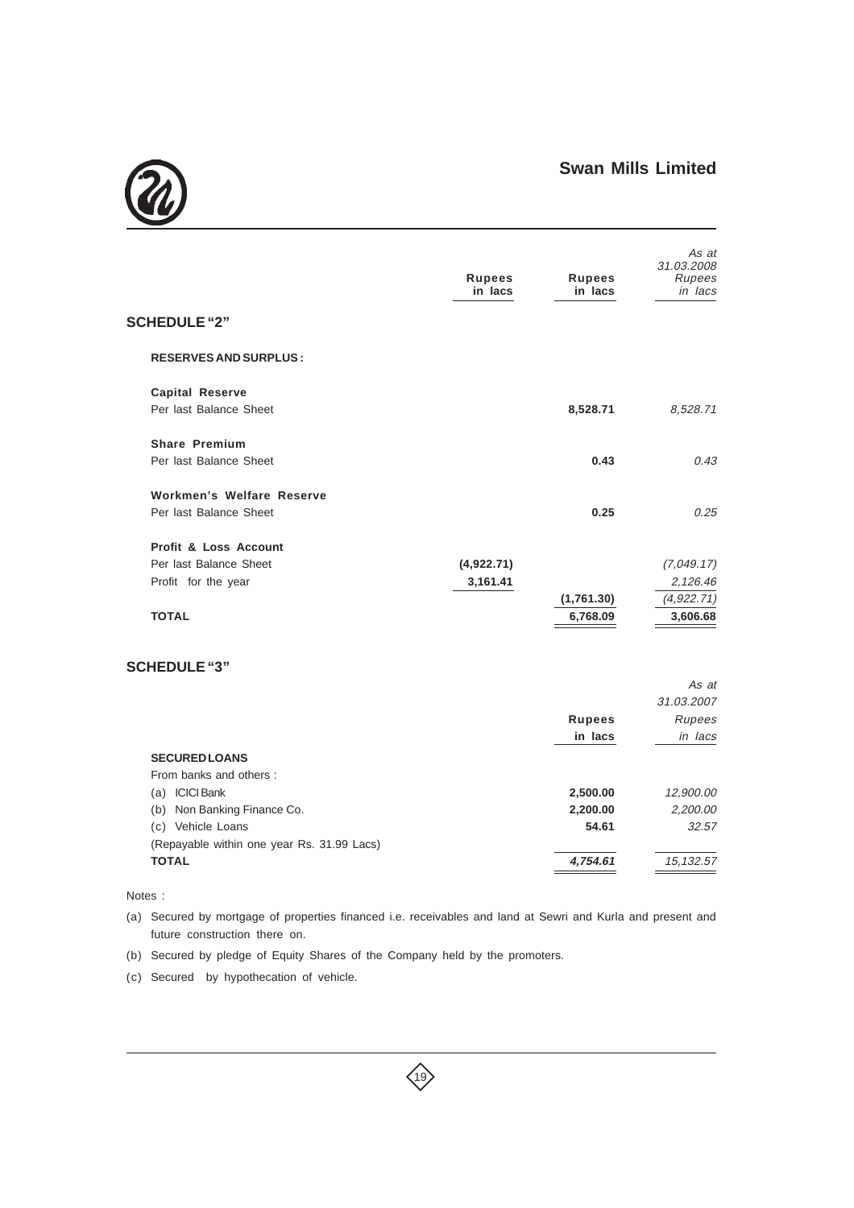| | Rupees in lacs | Rupees in lacs | As at 31.03.2008 Rupees in lacs |
|---|---|---|---|
| **SCHEDULE "2"** | | | |
| **RESERVES AND SURPLUS :** | | | |
| **Capital Reserve** | | | |
| Per last Balance Sheet | | **8,528.71** | *8,528.71* |
| **Share Premium** | | | |
| Per last Balance Sheet | | **0.43** | *0.43* |
| **Workmen's Welfare Reserve** | | | |
| Per last Balance Sheet | | **0.25** | *0.25* |
| **Profit & Loss Account** | | | |
| Per last Balance Sheet | **(4,922.71)** | | *(7,049.17)* |
| Profit for the year | **3,161.41** | | *2,126.46* |
| | | **(1,761.30)** | *(4,922.71)* |
| **TOTAL** | | **6,768.09** | **3,606.68** |

## SCHEDULE "3"

| | Rupees in lacs | As at 31.03.2007 Rupees in lacs |
|---|---|---|
| **SECURED LOANS** | | |
| From banks and others : | | |
| (a) ICICI Bank | **2,500.00** | *12,900.00* |
| (b) Non Banking Finance Co. | **2,200.00** | *2,200.00* |
| (c) Vehicle Loans | **54.61** | *32.57* |
| (Repayable within one year Rs. 31.99 Lacs) | | |
| **TOTAL** | ***4,754.61*** | *15,132.57* |

Notes :

(a) Secured by mortgage of properties financed i.e. receivables and land at Sewri and Kurla and present and future construction there on.

(b) Secured by pledge of Equity Shares of the Company held by the promoters.

(c) Secured by hypothecation of vehicle.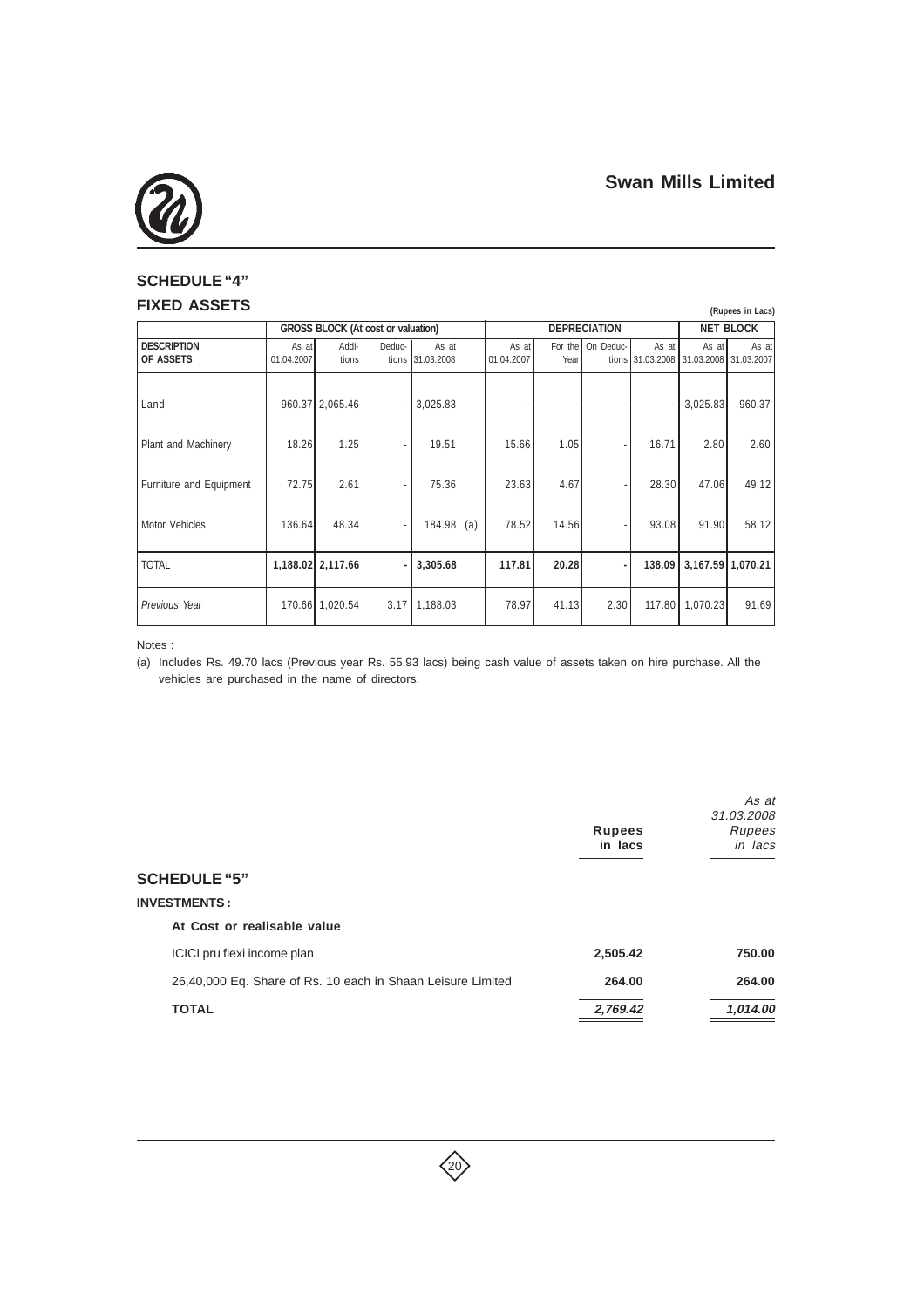## SCHEDULE "4"

## FIXED ASSETS

(Rupees in Lacs)

| | GROSS BLOCK (At cost or valuation) | | | | | DEPRECIATION | | | | NET BLOCK | |
|---|---|---|---|---|---|---|---|---|---|---|---|
| DESCRIPTION OF ASSETS | As at 01.04.2007 | Addi-tions | Deduc-tions | As at 31.03.2008 | | As at 01.04.2007 | For the Year | On Deduc-tions | As at 31.03.2008 | As at 31.03.2008 | As at 31.03.2007 |
| Land | 960.37 | 2,065.46 | - | 3,025.83 | | - | - | - | - | 3,025.83 | 960.37 |
| Plant and Machinery | 18.26 | 1.25 | - | 19.51 | | 15.66 | 1.05 | - | 16.71 | 2.80 | 2.60 |
| Furniture and Equipment | 72.75 | 2.61 | - | 75.36 | | 23.63 | 4.67 | - | 28.30 | 47.06 | 49.12 |
| Motor Vehicles | 136.64 | 48.34 | - | 184.98 | (a) | 78.52 | 14.56 | - | 93.08 | 91.90 | 58.12 |
| **TOTAL** | **1,188.02** | **2,117.66** | **-** | **3,305.68** | | **117.81** | **20.28** | **-** | **138.09** | **3,167.59** | **1,070.21** |
| *Previous Year* | 170.66 | 1,020.54 | 3.17 | 1,188.03 | | 78.97 | 41.13 | 2.30 | 117.80 | 1,070.23 | 91.69 |

Notes :

(a) Includes Rs. 49.70 lacs (Previous year Rs. 55.93 lacs) being cash value of assets taken on hire purchase. All the vehicles are purchased in the name of directors.

## SCHEDULE "5"

**INVESTMENTS :**

| | Rupees in lacs | *As at 31.03.2008 Rupees in lacs* |
|---|---|---|
| **At Cost or realisable value** | | |
| ICICI pru flexi income plan | **2,505.42** | **750.00** |
| 26,40,000 Eq. Share of Rs. 10 each in Shaan Leisure Limited | **264.00** | **264.00** |
| **TOTAL** | ***2,769.42*** | ***1,014.00*** |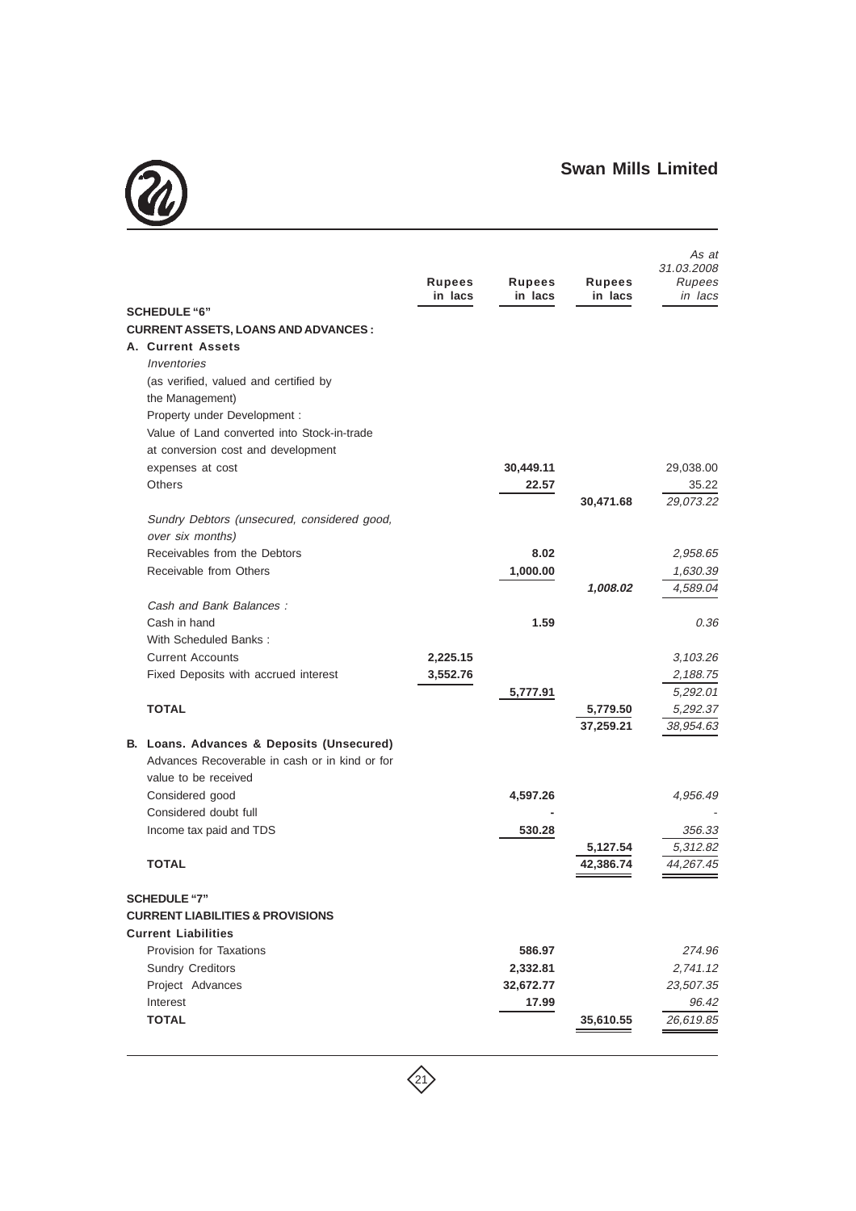| | Rupees in lacs | Rupees in lacs | Rupees in lacs | As at 31.03.2008 Rupees in lacs |
|---|---|---|---|---|
| **SCHEDULE "6"** | | | | |
| **CURRENT ASSETS, LOANS AND ADVANCES :** | | | | |
| **A. Current Assets** | | | | |
| *Inventories* | | | | |
| (as verified, valued and certified by the Management) | | | | |
| Property under Development : | | | | |
| Value of Land converted into Stock-in-trade at conversion cost and development expenses at cost | | **30,449.11** | | 29,038.00 |
| Others | | **22.57** | | 35.22 |
| | | | **30,471.68** | *29,073.22* |
| *Sundry Debtors (unsecured, considered good, over six months)* | | | | |
| Receivables from the Debtors | | **8.02** | | *2,958.65* |
| Receivable from Others | | **1,000.00** | | *1,630.39* |
| | | | ***1,008.02*** | *4,589.04* |
| *Cash and Bank Balances :* | | | | |
| Cash in hand | | **1.59** | | *0.36* |
| With Scheduled Banks : | | | | |
| Current Accounts | **2,225.15** | | | *3,103.26* |
| Fixed Deposits with accrued interest | **3,552.76** | | | *2,188.75* |
| | | **5,777.91** | | *5,292.01* |
| **TOTAL** | | | **5,779.50** | *5,292.37* |
| | | | **37,259.21** | *38,954.63* |
| **B. Loans. Advances & Deposits (Unsecured)** | | | | |
| Advances Recoverable in cash or in kind or for value to be received | | | | |
| Considered good | | **4,597.26** | | *4,956.49* |
| Considered doubt full | | **-** | | - |
| Income tax paid and TDS | | **530.28** | | *356.33* |
| | | | **5,127.54** | *5,312.82* |
| **TOTAL** | | | **42,386.74** | *44,267.45* |
| **SCHEDULE "7"** | | | | |
| **CURRENT LIABILITIES & PROVISIONS** | | | | |
| **Current Liabilities** | | | | |
| Provision for Taxations | | **586.97** | | *274.96* |
| Sundry Creditors | | **2,332.81** | | *2,741.12* |
| Project Advances | | **32,672.77** | | *23,507.35* |
| Interest | | **17.99** | | *96.42* |
| **TOTAL** | | | **35,610.55** | *26,619.85* |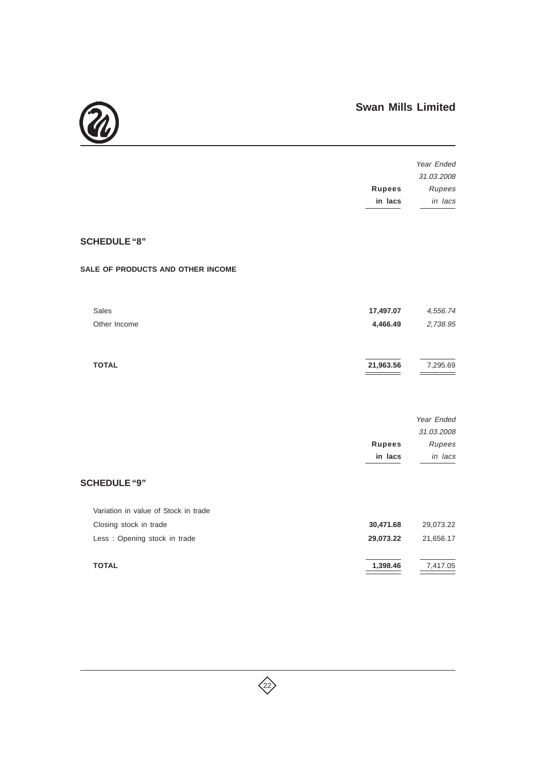## SCHEDULE "8"

### SALE OF PRODUCTS AND OTHER INCOME

| | Rupees in lacs | *Year Ended 31.03.2008 Rupees in lacs* |
|---|---|---|
| Sales | **17,497.07** | *4,556.74* |
| Other Income | **4,466.49** | *2,738.95* |
| **TOTAL** | **21,963.56** | 7,295.69 |

## SCHEDULE "9"

| | Rupees in lacs | *Year Ended 31.03.2008 Rupees in lacs* |
|---|---|---|
| Variation in value of Stock in trade | | |
| Closing stock in trade | **30,471.68** | 29,073.22 |
| Less : Opening stock in trade | **29,073.22** | 21,656.17 |
| **TOTAL** | **1,398.46** | 7,417.05 |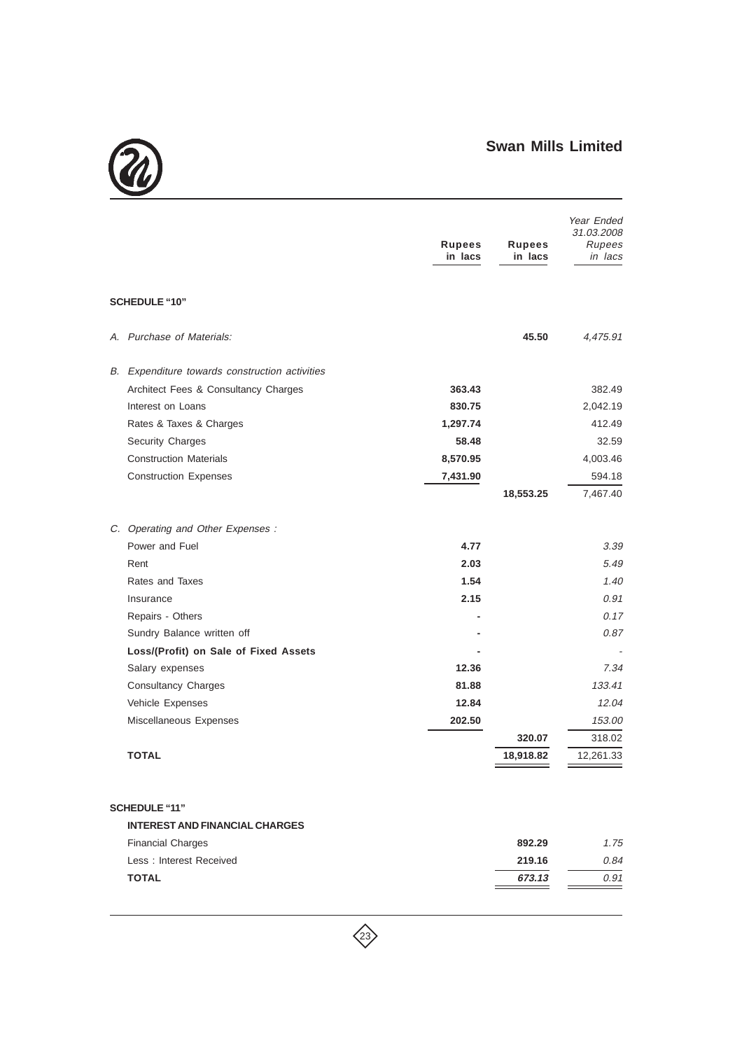| | Rupees in lacs | Rupees in lacs | *Year Ended 31.03.2008 Rupees in lacs* |
|---|---|---|---|
| **SCHEDULE "10"** | | | |
| *A. Purchase of Materials:* | | **45.50** | *4,475.91* |
| *B. Expenditure towards construction activities* | | | |
| Architect Fees & Consultancy Charges | **363.43** | | 382.49 |
| Interest on Loans | **830.75** | | 2,042.19 |
| Rates & Taxes & Charges | **1,297.74** | | 412.49 |
| Security Charges | **58.48** | | 32.59 |
| Construction Materials | **8,570.95** | | 4,003.46 |
| Construction Expenses | **7,431.90** | | 594.18 |
| | | **18,553.25** | 7,467.40 |
| *C. Operating and Other Expenses :* | | | |
| Power and Fuel | **4.77** | | *3.39* |
| Rent | **2.03** | | *5.49* |
| Rates and Taxes | **1.54** | | *1.40* |
| Insurance | **2.15** | | *0.91* |
| Repairs - Others | **-** | | *0.17* |
| Sundry Balance written off | **-** | | *0.87* |
| **Loss/(Profit) on Sale of Fixed Assets** | **-** | | - |
| Salary expenses | **12.36** | | *7.34* |
| Consultancy Charges | **81.88** | | *133.41* |
| Vehicle Expenses | **12.84** | | *12.04* |
| Miscellaneous Expenses | **202.50** | | *153.00* |
| | | **320.07** | 318.02 |
| **TOTAL** | | **18,918.82** | 12,261.33 |
| **SCHEDULE "11"** | | | |
| **INTEREST AND FINANCIAL CHARGES** | | | |
| Financial Charges | | **892.29** | *1.75* |
| Less : Interest Received | | **219.16** | *0.84* |
| **TOTAL** | | ***673.13*** | *0.91* |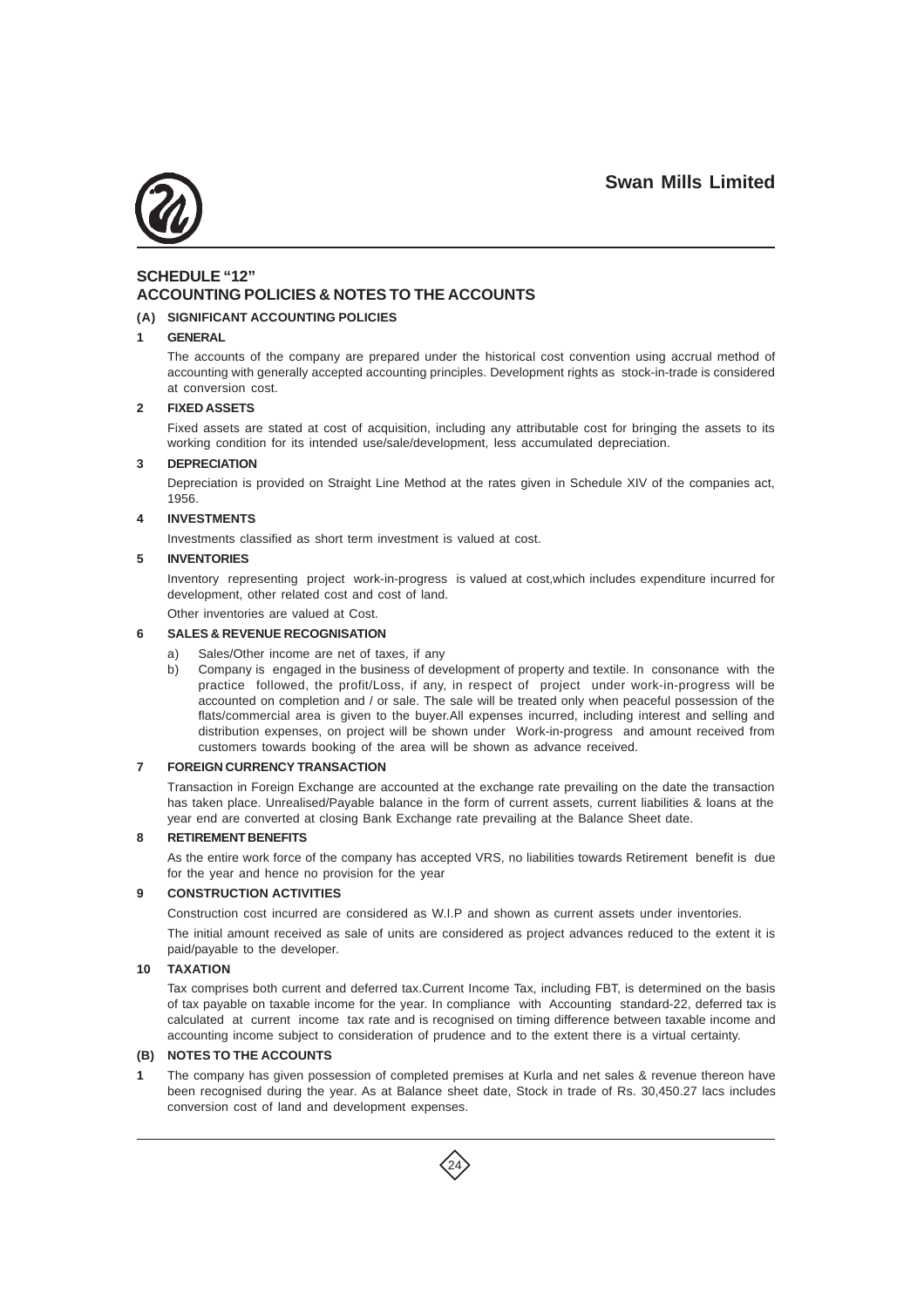## SCHEDULE "12"
## ACCOUNTING POLICIES & NOTES TO THE ACCOUNTS

### (A) SIGNIFICANT ACCOUNTING POLICIES

**1 GENERAL**

The accounts of the company are prepared under the historical cost convention using accrual method of accounting with generally accepted accounting principles. Development rights as stock-in-trade is considered at conversion cost.

**2 FIXED ASSETS**

Fixed assets are stated at cost of acquisition, including any attributable cost for bringing the assets to its working condition for its intended use/sale/development, less accumulated depreciation.

**3 DEPRECIATION**

Depreciation is provided on Straight Line Method at the rates given in Schedule XIV of the companies act, 1956.

**4 INVESTMENTS**

Investments classified as short term investment is valued at cost.

**5 INVENTORIES**

Inventory representing project work-in-progress is valued at cost,which includes expenditure incurred for development, other related cost and cost of land.

Other inventories are valued at Cost.

**6 SALES & REVENUE RECOGNISATION**

a) Sales/Other income are net of taxes, if any

b) Company is engaged in the business of development of property and textile. In consonance with the practice followed, the profit/Loss, if any, in respect of project under work-in-progress will be accounted on completion and / or sale. The sale will be treated only when peaceful possession of the flats/commercial area is given to the buyer.All expenses incurred, including interest and selling and distribution expenses, on project will be shown under Work-in-progress and amount received from customers towards booking of the area will be shown as advance received.

**7 FOREIGN CURRENCY TRANSACTION**

Transaction in Foreign Exchange are accounted at the exchange rate prevailing on the date the transaction has taken place. Unrealised/Payable balance in the form of current assets, current liabilities & loans at the year end are converted at closing Bank Exchange rate prevailing at the Balance Sheet date.

**8 RETIREMENT BENEFITS**

As the entire work force of the company has accepted VRS, no liabilities towards Retirement benefit is due for the year and hence no provision for the year

**9 CONSTRUCTION ACTIVITIES**

Construction cost incurred are considered as W.I.P and shown as current assets under inventories.

The initial amount received as sale of units are considered as project advances reduced to the extent it is paid/payable to the developer.

**10 TAXATION**

Tax comprises both current and deferred tax.Current Income Tax, including FBT, is determined on the basis of tax payable on taxable income for the year. In compliance with Accounting standard-22, deferred tax is calculated at current income tax rate and is recognised on timing difference between taxable income and accounting income subject to consideration of prudence and to the extent there is a virtual certainty.

### (B) NOTES TO THE ACCOUNTS

**1** The company has given possession of completed premises at Kurla and net sales & revenue thereon have been recognised during the year. As at Balance sheet date, Stock in trade of Rs. 30,450.27 lacs includes conversion cost of land and development expenses.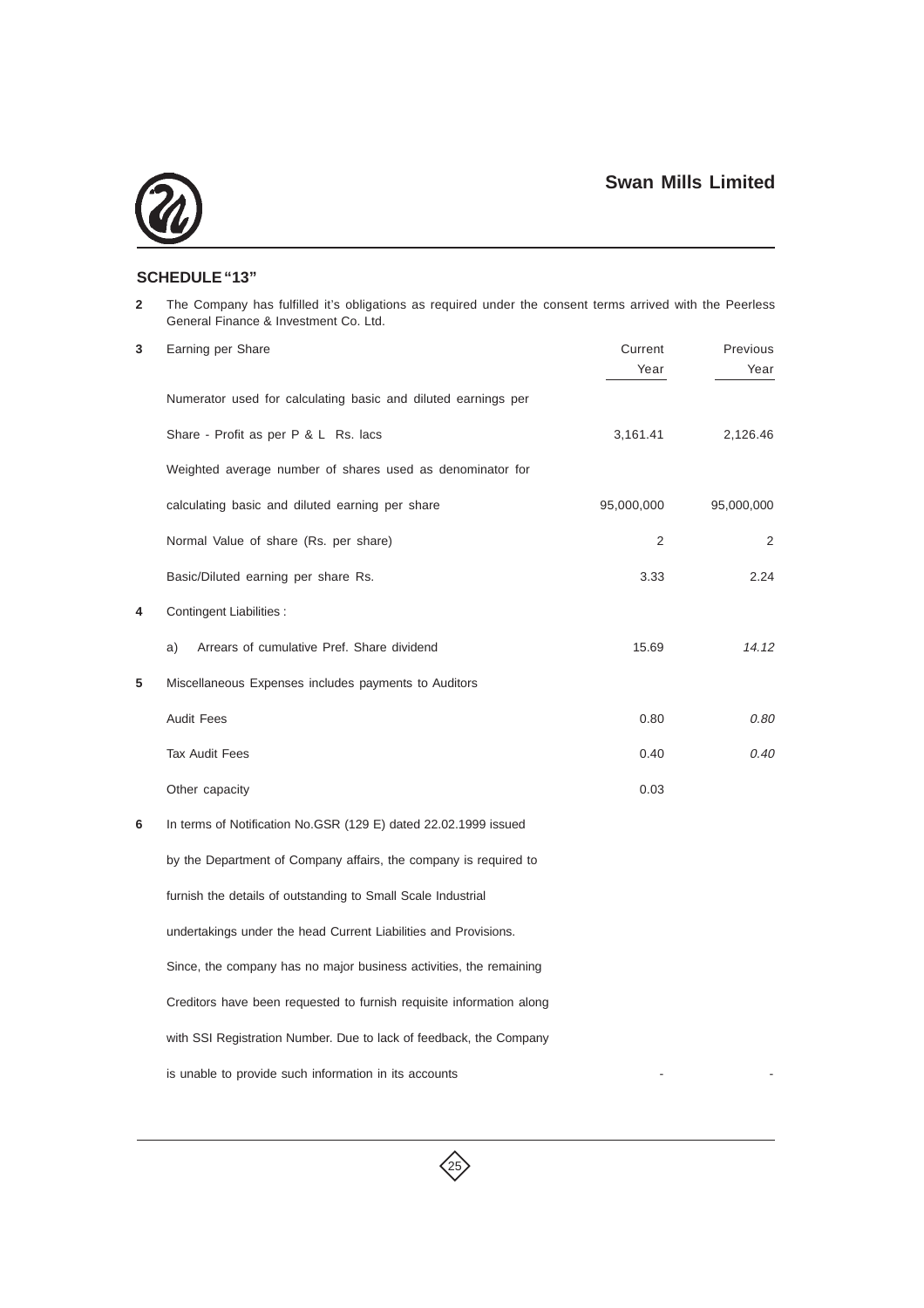## SCHEDULE "13"

**2** The Company has fulfilled it's obligations as required under the consent terms arrived with the Peerless General Finance & Investment Co. Ltd.

| | | Current Year | Previous Year |
|---|---|---|---|
| **3** | Earning per Share | | |
| | Numerator used for calculating basic and diluted earnings per | | |
| | Share - Profit as per P & L Rs. lacs | 3,161.41 | 2,126.46 |
| | Weighted average number of shares used as denominator for | | |
| | calculating basic and diluted earning per share | 95,000,000 | 95,000,000 |
| | Normal Value of share (Rs. per share) | 2 | 2 |
| | Basic/Diluted earning per share Rs. | 3.33 | 2.24 |
| **4** | Contingent Liabilities : | | |
| | a) Arrears of cumulative Pref. Share dividend | 15.69 | *14.12* |
| **5** | Miscellaneous Expenses includes payments to Auditors | | |
| | Audit Fees | 0.80 | *0.80* |
| | Tax Audit Fees | 0.40 | *0.40* |
| | Other capacity | 0.03 | |
| **6** | In terms of Notification No.GSR (129 E) dated 22.02.1999 issued by the Department of Company affairs, the company is required to furnish the details of outstanding to Small Scale Industrial undertakings under the head Current Liabilities and Provisions. Since, the company has no major business activities, the remaining Creditors have been requested to furnish requisite information along with SSI Registration Number. Due to lack of feedback, the Company is unable to provide such information in its accounts | - | - |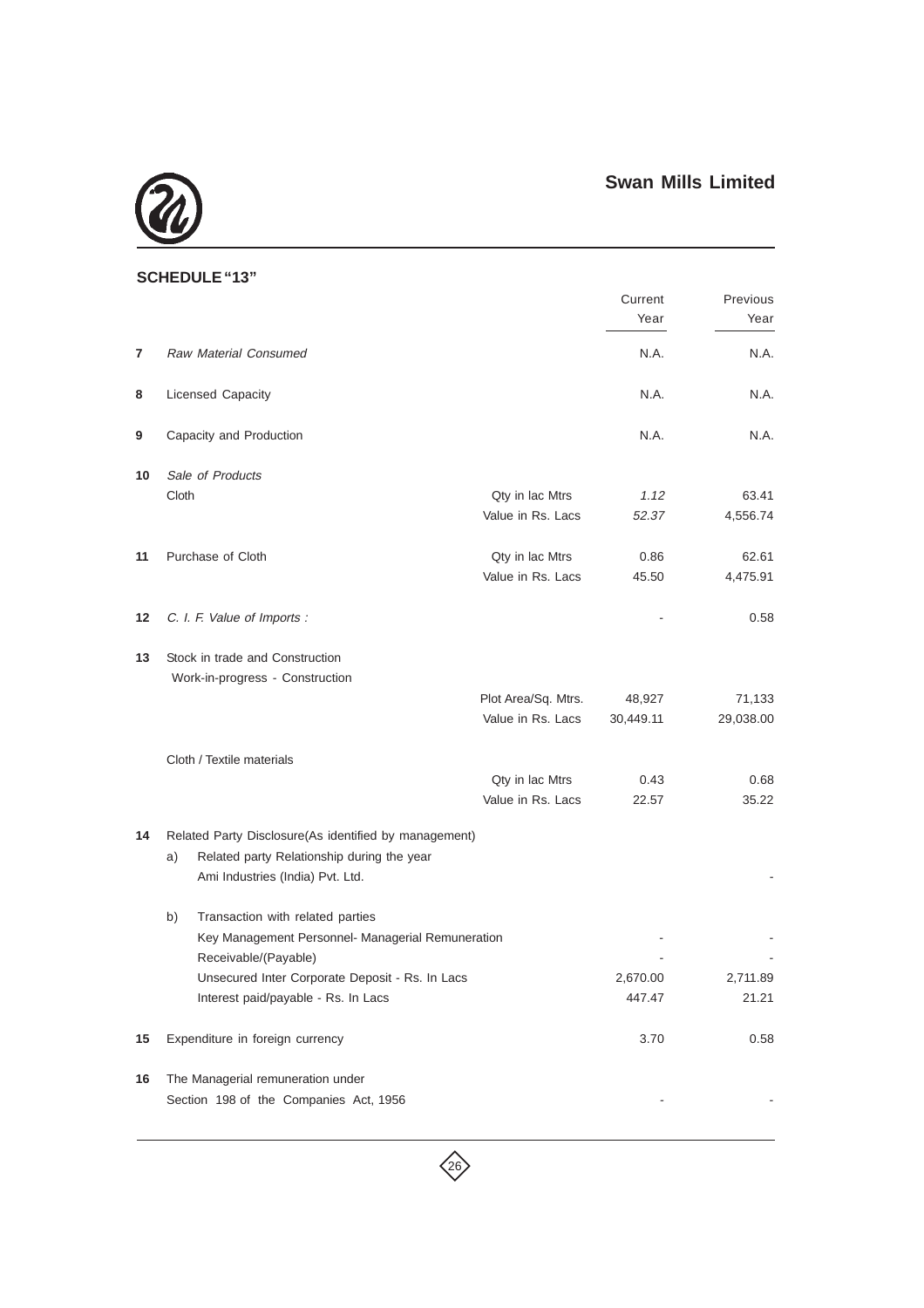## SCHEDULE "13"

| | | | Current Year | Previous Year |
|---|---|---|---|---|
| 7 | *Raw Material Consumed* | | N.A. | N.A. |
| 8 | Licensed Capacity | | N.A. | N.A. |
| 9 | Capacity and Production | | N.A. | N.A. |
| 10 | *Sale of Products* | | | |
| | Cloth | Qty in lac Mtrs | *1.12* | 63.41 |
| | | Value in Rs. Lacs | *52.37* | 4,556.74 |
| 11 | Purchase of Cloth | Qty in lac Mtrs | 0.86 | 62.61 |
| | | Value in Rs. Lacs | 45.50 | 4,475.91 |
| 12 | *C. I. F. Value of Imports :* | | - | 0.58 |
| 13 | Stock in trade and Construction Work-in-progress - Construction | | | |
| | | Plot Area/Sq. Mtrs. | 48,927 | 71,133 |
| | | Value in Rs. Lacs | 30,449.11 | 29,038.00 |
| | Cloth / Textile materials | | | |
| | | Qty in lac Mtrs | 0.43 | 0.68 |
| | | Value in Rs. Lacs | 22.57 | 35.22 |
| 14 | Related Party Disclosure(As identified by management) | | | |
| | a) Related party Relationship during the year | | | |
| | Ami Industries (India) Pvt. Ltd. | | | - |
| | b) Transaction with related parties | | | |
| | Key Management Personnel- Managerial Remuneration | | - | - |
| | Receivable/(Payable) | | - | - |
| | Unsecured Inter Corporate Deposit - Rs. In Lacs | | 2,670.00 | 2,711.89 |
| | Interest paid/payable - Rs. In Lacs | | 447.47 | 21.21 |
| 15 | Expenditure in foreign currency | | 3.70 | 0.58 |
| 16 | The Managerial remuneration under Section 198 of the Companies Act, 1956 | | - | - |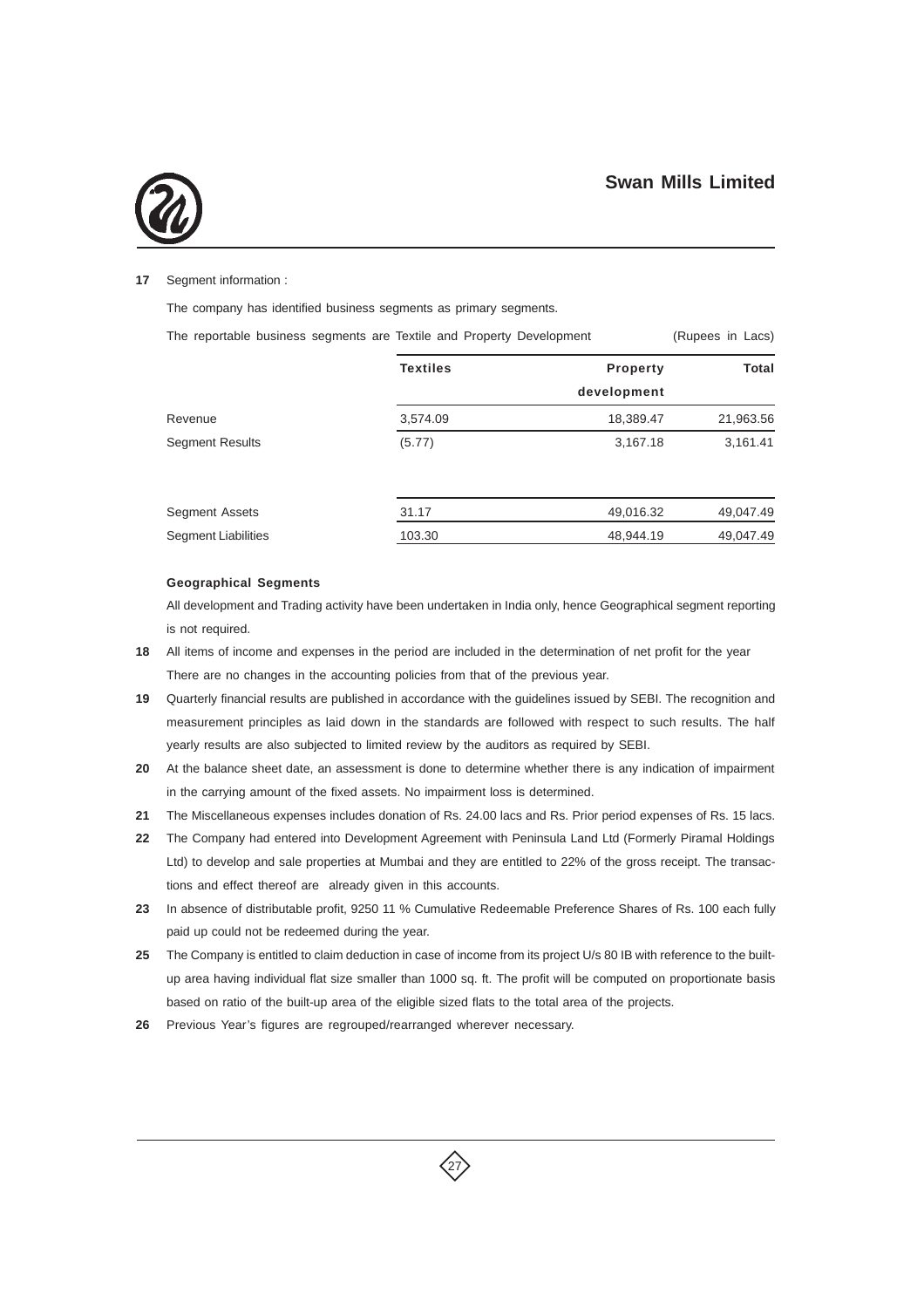**17** Segment information :

The company has identified business segments as primary segments.

The reportable business segments are Textile and Property Development (Rupees in Lacs)

| | Textiles | Property development | Total |
|---|---|---|---|
| Revenue | 3,574.09 | 18,389.47 | 21,963.56 |
| Segment Results | (5.77) | 3,167.18 | 3,161.41 |
| | | | |
| Segment Assets | 31.17 | 49,016.32 | 49,047.49 |
| Segment Liabilities | 103.30 | 48,944.19 | 49,047.49 |

**Geographical Segments**

All development and Trading activity have been undertaken in India only, hence Geographical segment reporting is not required.

**18** All items of income and expenses in the period are included in the determination of net profit for the year There are no changes in the accounting policies from that of the previous year.

**19** Quarterly financial results are published in accordance with the guidelines issued by SEBI. The recognition and measurement principles as laid down in the standards are followed with respect to such results. The half yearly results are also subjected to limited review by the auditors as required by SEBI.

**20** At the balance sheet date, an assessment is done to determine whether there is any indication of impairment in the carrying amount of the fixed assets. No impairment loss is determined.

**21** The Miscellaneous expenses includes donation of Rs. 24.00 lacs and Rs. Prior period expenses of Rs. 15 lacs.

**22** The Company had entered into Development Agreement with Peninsula Land Ltd (Formerly Piramal Holdings Ltd) to develop and sale properties at Mumbai and they are entitled to 22% of the gross receipt. The transactions and effect thereof are already given in this accounts.

**23** In absence of distributable profit, 9250 11 % Cumulative Redeemable Preference Shares of Rs. 100 each fully paid up could not be redeemed during the year.

**25** The Company is entitled to claim deduction in case of income from its project U/s 80 IB with reference to the built-up area having individual flat size smaller than 1000 sq. ft. The profit will be computed on proportionate basis based on ratio of the built-up area of the eligible sized flats to the total area of the projects.

**26** Previous Year's figures are regrouped/rearranged wherever necessary.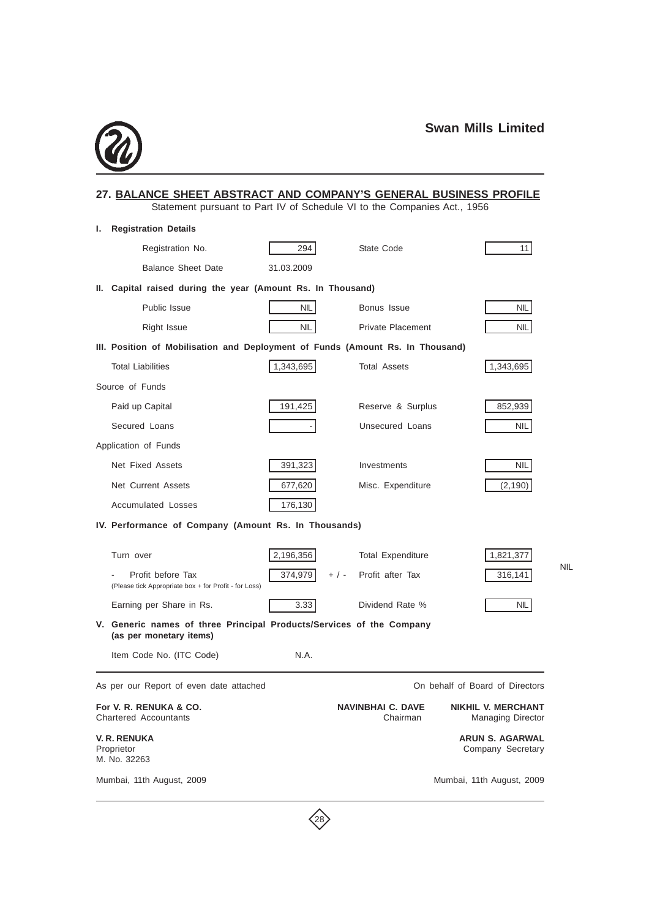## 27. BALANCE SHEET ABSTRACT AND COMPANY'S GENERAL BUSINESS PROFILE

Statement pursuant to Part IV of Schedule VI to the Companies Act., 1956

### I. Registration Details

| | | | |
|---|---|---|---|
| Registration No. | 294 | State Code | 11 |
| Balance Sheet Date | 31.03.2009 | | |

### II. Capital raised during the year (Amount Rs. In Thousand)

| | | | |
|---|---|---|---|
| Public Issue | NIL | Bonus Issue | NIL |
| Right Issue | NIL | Private Placement | NIL |

### III. Position of Mobilisation and Deployment of Funds (Amount Rs. In Thousand)

| | | | |
|---|---|---|---|
| Total Liabilities | 1,343,695 | Total Assets | 1,343,695 |
| **Source of Funds** | | | |
| Paid up Capital | 191,425 | Reserve & Surplus | 852,939 |
| Secured Loans | - | Unsecured Loans | NIL |
| **Application of Funds** | | | |
| Net Fixed Assets | 391,323 | Investments | NIL |
| Net Current Assets | 677,620 | Misc. Expenditure | (2,190) |
| Accumulated Losses | 176,130 | | |

### IV. Performance of Company (Amount Rs. In Thousands)

| | | | |
|---|---|---|---|
| Turn over | 2,196,356 | Total Expenditure | 1,821,377 |
| - Profit before Tax (Please tick Appropriate box + for Profit - for Loss) | 374,979 + / - | Profit after Tax | 316,141 |
| Earning per Share in Rs. | 3.33 | Dividend Rate % | NIL |

NIL

### V. Generic names of three Principal Products/Services of the Company (as per monetary items)

Item Code No. (ITC Code) N.A.

As per our Report of even date attached

**For V. R. RENUKA & CO.**
Chartered Accountants

**V. R. RENUKA**
Proprietor
M. No. 32263

Mumbai, 11th August, 2009

On behalf of Board of Directors

**NAVINBHAI C. DAVE**
Chairman

**NIKHIL V. MERCHANT**
Managing Director

**ARUN S. AGARWAL**
Company Secretary

Mumbai, 11th August, 2009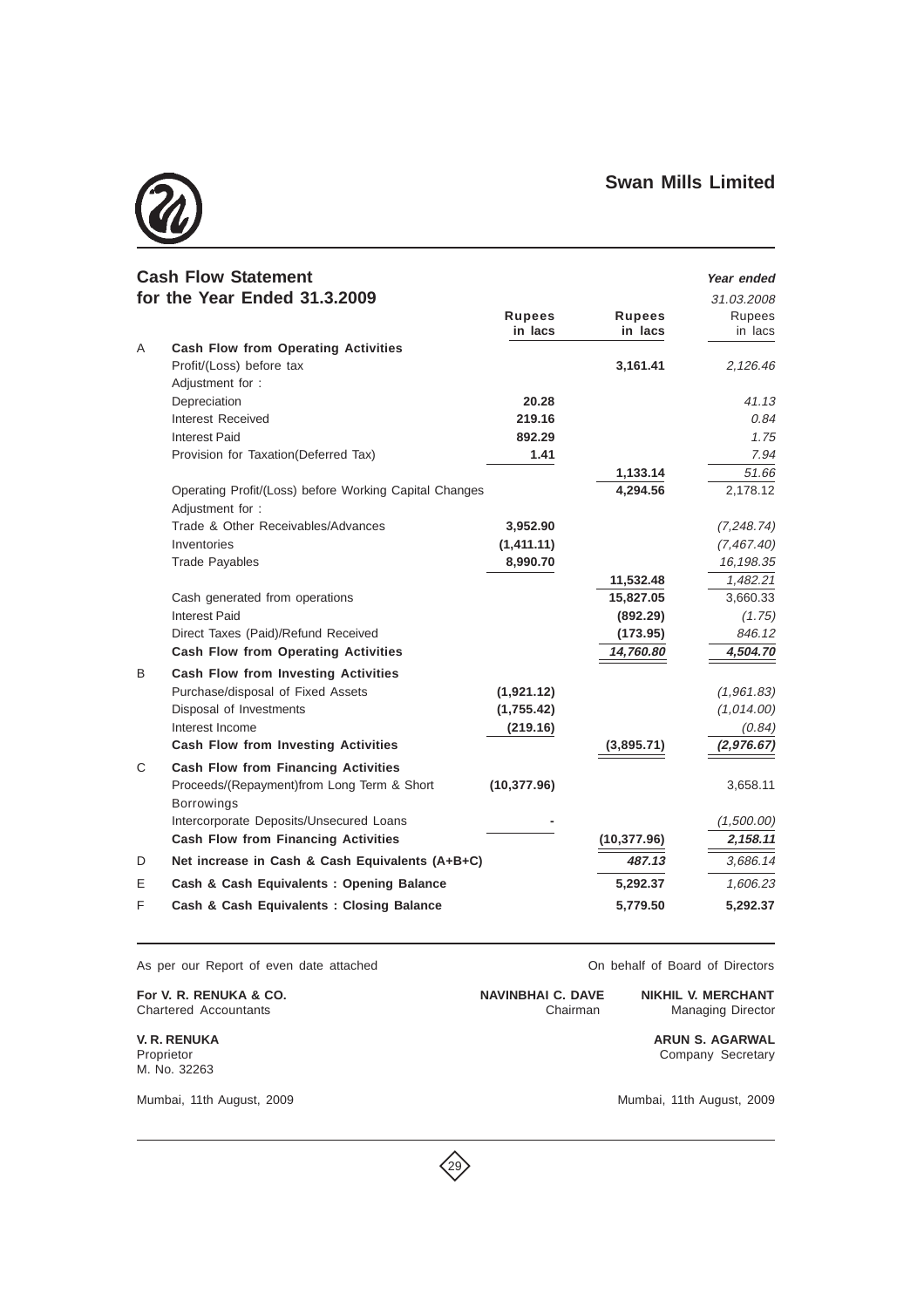## Swan Mills Limited

## Cash Flow Statement for the Year Ended 31.3.2009

| | | Rupees in lacs | Rupees in lacs | *Year ended 31.03.2008* Rupees in lacs |
|---|---|---|---|---|
| A | **Cash Flow from Operating Activities** | | | |
| | Profit/(Loss) before tax | | **3,161.41** | *2,126.46* |
| | Adjustment for : | | | |
| | Depreciation | **20.28** | | *41.13* |
| | Interest Received | **219.16** | | *0.84* |
| | Interest Paid | **892.29** | | *1.75* |
| | Provision for Taxation(Deferred Tax) | **1.41** | | *7.94* |
| | | | **1,133.14** | *51.66* |
| | Operating Profit/(Loss) before Working Capital Changes | | **4,294.56** | 2,178.12 |
| | Adjustment for : | | | |
| | Trade & Other Receivables/Advances | **3,952.90** | | *(7,248.74)* |
| | Inventories | **(1,411.11)** | | *(7,467.40)* |
| | Trade Payables | **8,990.70** | | *16,198.35* |
| | | | **11,532.48** | *1,482.21* |
| | Cash generated from operations | | **15,827.05** | 3,660.33 |
| | Interest Paid | | **(892.29)** | *(1.75)* |
| | Direct Taxes (Paid)/Refund Received | | **(173.95)** | *846.12* |
| | **Cash Flow from Operating Activities** | | ***14,760.80*** | ***4,504.70*** |
| B | **Cash Flow from Investing Activities** | | | |
| | Purchase/disposal of Fixed Assets | **(1,921.12)** | | *(1,961.83)* |
| | Disposal of Investments | **(1,755.42)** | | *(1,014.00)* |
| | Interest Income | **(219.16)** | | *(0.84)* |
| | **Cash Flow from Investing Activities** | | **(3,895.71)** | ***(2,976.67)*** |
| C | **Cash Flow from Financing Activities** | | | |
| | Proceeds/(Repayment)from Long Term & Short Borrowings | **(10,377.96)** | | 3,658.11 |
| | Intercorporate Deposits/Unsecured Loans | **-** | | *(1,500.00)* |
| | **Cash Flow from Financing Activities** | | **(10,377.96)** | ***2,158.11*** |
| D | **Net increase in Cash & Cash Equivalents (A+B+C)** | | ***487.13*** | *3,686.14* |
| E | **Cash & Cash Equivalents : Opening Balance** | | **5,292.37** | *1,606.23* |
| F | **Cash & Cash Equivalents : Closing Balance** | | **5,779.50** | **5,292.37** |

As per our Report of even date attached

**For V. R. RENUKA & CO.**
Chartered Accountants

**V. R. RENUKA**
Proprietor
M. No. 32263

Mumbai, 11th August, 2009

On behalf of Board of Directors

**NAVINBHAI C. DAVE**
Chairman

**NIKHIL V. MERCHANT**
Managing Director

**ARUN S. AGARWAL**
Company Secretary

Mumbai, 11th August, 2009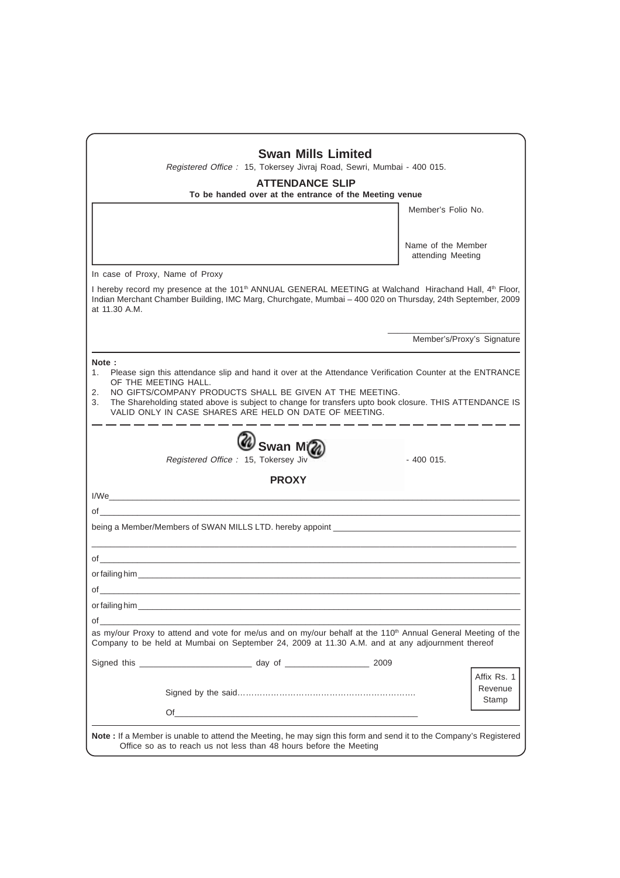# Swan Mills Limited

*Registered Office :* 15, Tokersey Jivraj Road, Sewri, Mumbai - 400 015.

## ATTENDANCE SLIP

**To be handed over at the entrance of the Meeting venue**

Member's Folio No.

Name of the Member attending Meeting

In case of Proxy, Name of Proxy

I hereby record my presence at the 101th ANNUAL GENERAL MEETING at Walchand Hirachand Hall, 4th Floor, Indian Merchant Chamber Building, IMC Marg, Churchgate, Mumbai – 400 020 on Thursday, 24th September, 2009 at 11.30 A.M.

______________________________
Member's/Proxy's Signature

**Note :**

1. Please sign this attendance slip and hand it over at the Attendance Verification Counter at the ENTRANCE OF THE MEETING HALL.
2. NO GIFTS/COMPANY PRODUCTS SHALL BE GIVEN AT THE MEETING.
3. The Shareholding stated above is subject to change for transfers upto book closure. THIS ATTENDANCE IS VALID ONLY IN CASE SHARES ARE HELD ON DATE OF MEETING.

---

# Swan Mi

*Registered Office :* 15, Tokersey Jiv - 400 015.

## PROXY

I/We______________________________________________________________

of______________________________________________________________

being a Member/Members of SWAN MILLS LTD. hereby appoint ______________________________

______________________________________________________________

of______________________________________________________________

or failing him______________________________________________________________

of______________________________________________________________

or failing him______________________________________________________________

of______________________________________________________________

as my/our Proxy to attend and vote for me/us and on my/our behalf at the 110th Annual General Meeting of the Company to be held at Mumbai on September 24, 2009 at 11.30 A.M. and at any adjournment thereof

Signed this ______________________ day of ________________ 2009

Affix Rs. 1 Revenue Stamp

Signed by the said……………………………………………………….

Of______________________________________________

**Note :** If a Member is unable to attend the Meeting, he may sign this form and send it to the Company's Registered Office so as to reach us not less than 48 hours before the Meeting